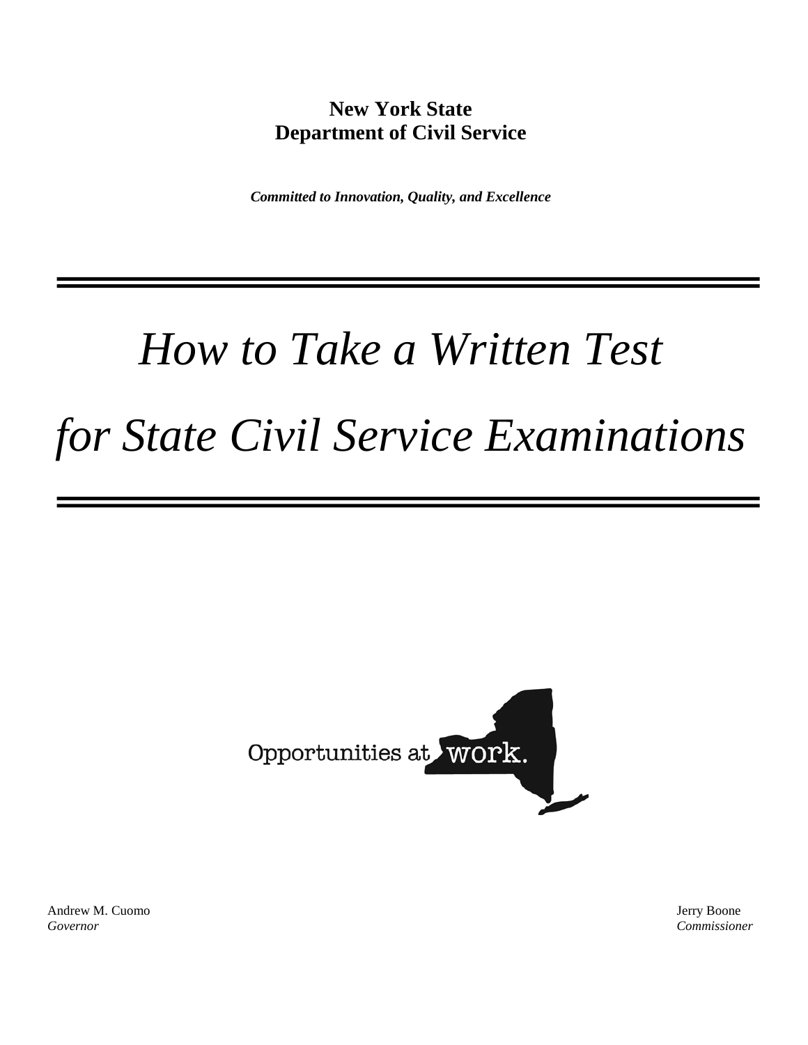**New York State**
**Department of Civil Service**

***Committed to Innovation, Quality, and Excellence***

---

# *How to Take a Written Test for State Civil Service Examinations*

---

Opportunities at work.

Andrew M. Cuomo
*Governor*

Jerry Boone
*Commissioner*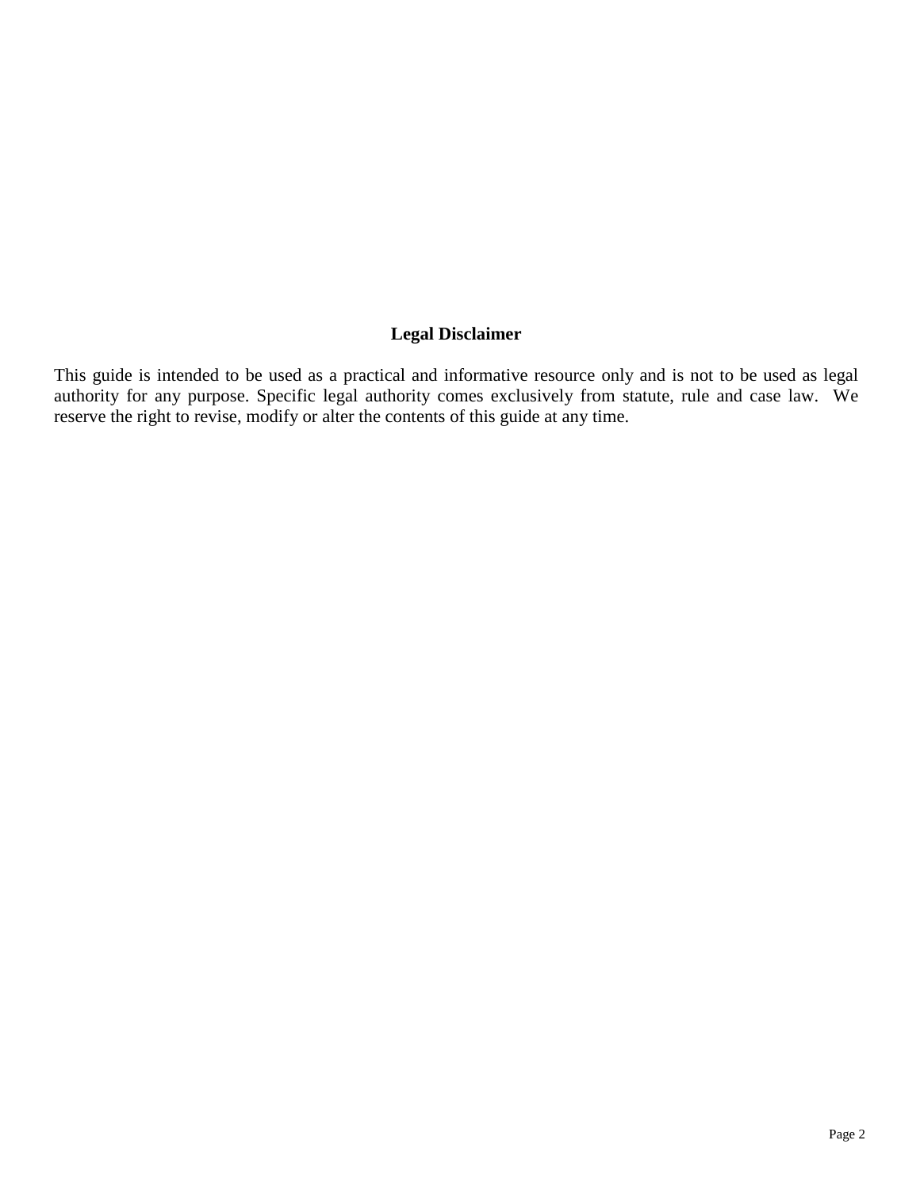**Legal Disclaimer**

This guide is intended to be used as a practical and informative resource only and is not to be used as legal authority for any purpose. Specific legal authority comes exclusively from statute, rule and case law. We reserve the right to revise, modify or alter the contents of this guide at any time.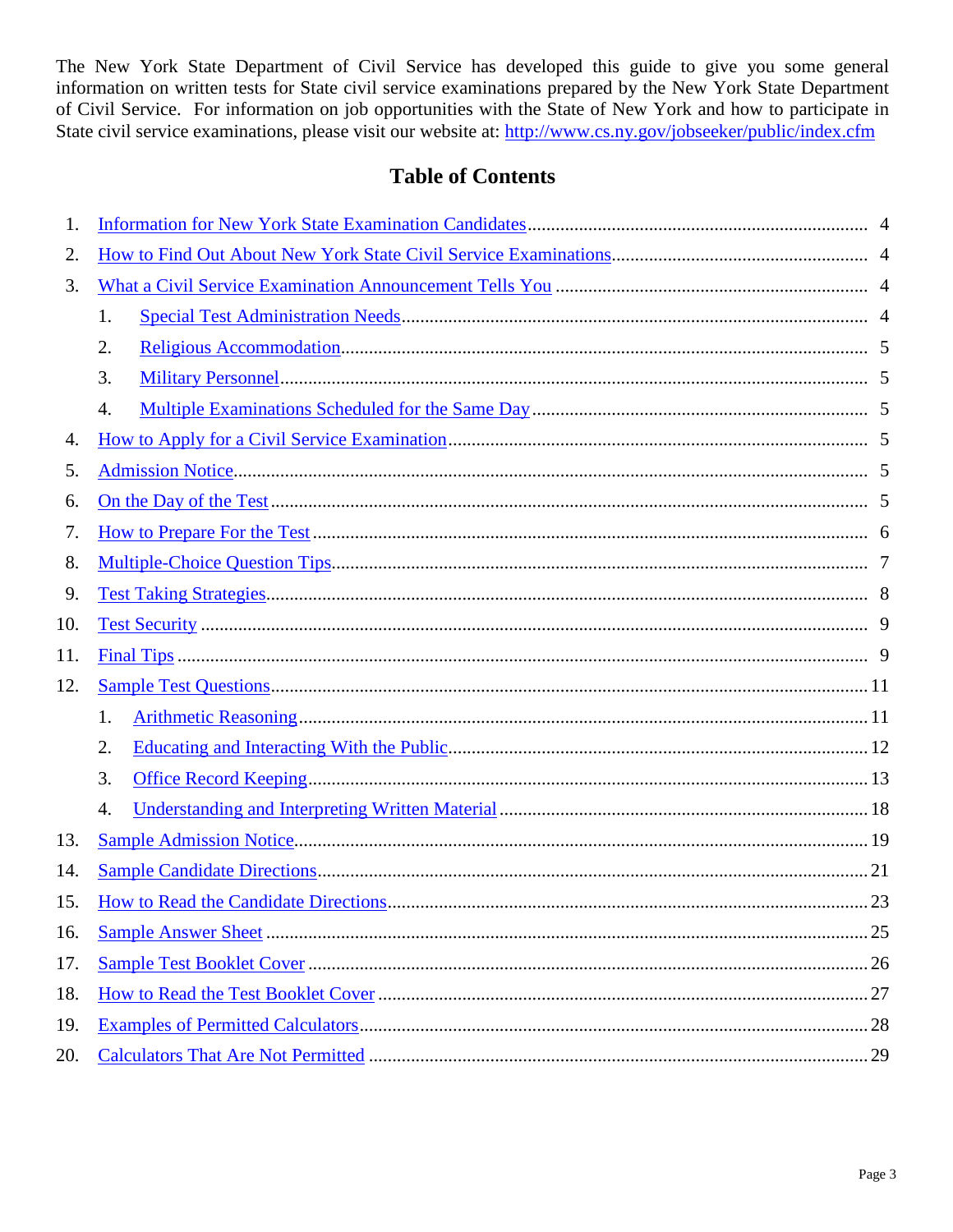The New York State Department of Civil Service has developed this guide to give you some general information on written tests for State civil service examinations prepared by the New York State Department of Civil Service. For information on job opportunities with the State of New York and how to participate in State civil service examinations, please visit our website at: http://www.cs.ny.gov/jobseeker/public/index.cfm

## Table of Contents

1. Information for New York State Examination Candidates .......... 4
2. How to Find Out About New York State Civil Service Examinations .......... 4
3. What a Civil Service Examination Announcement Tells You .......... 4
    1. Special Test Administration Needs .......... 4
    2. Religious Accommodation .......... 5
    3. Military Personnel .......... 5
    4. Multiple Examinations Scheduled for the Same Day .......... 5
4. How to Apply for a Civil Service Examination .......... 5
5. Admission Notice .......... 5
6. On the Day of the Test .......... 5
7. How to Prepare For the Test .......... 6
8. Multiple-Choice Question Tips .......... 7
9. Test Taking Strategies .......... 8
10. Test Security .......... 9
11. Final Tips .......... 9
12. Sample Test Questions .......... 11
    1. Arithmetic Reasoning .......... 11
    2. Educating and Interacting With the Public .......... 12
    3. Office Record Keeping .......... 13
    4. Understanding and Interpreting Written Material .......... 18
13. Sample Admission Notice .......... 19
14. Sample Candidate Directions .......... 21
15. How to Read the Candidate Directions .......... 23
16. Sample Answer Sheet .......... 25
17. Sample Test Booklet Cover .......... 26
18. How to Read the Test Booklet Cover .......... 27
19. Examples of Permitted Calculators .......... 28
20. Calculators That Are Not Permitted .......... 29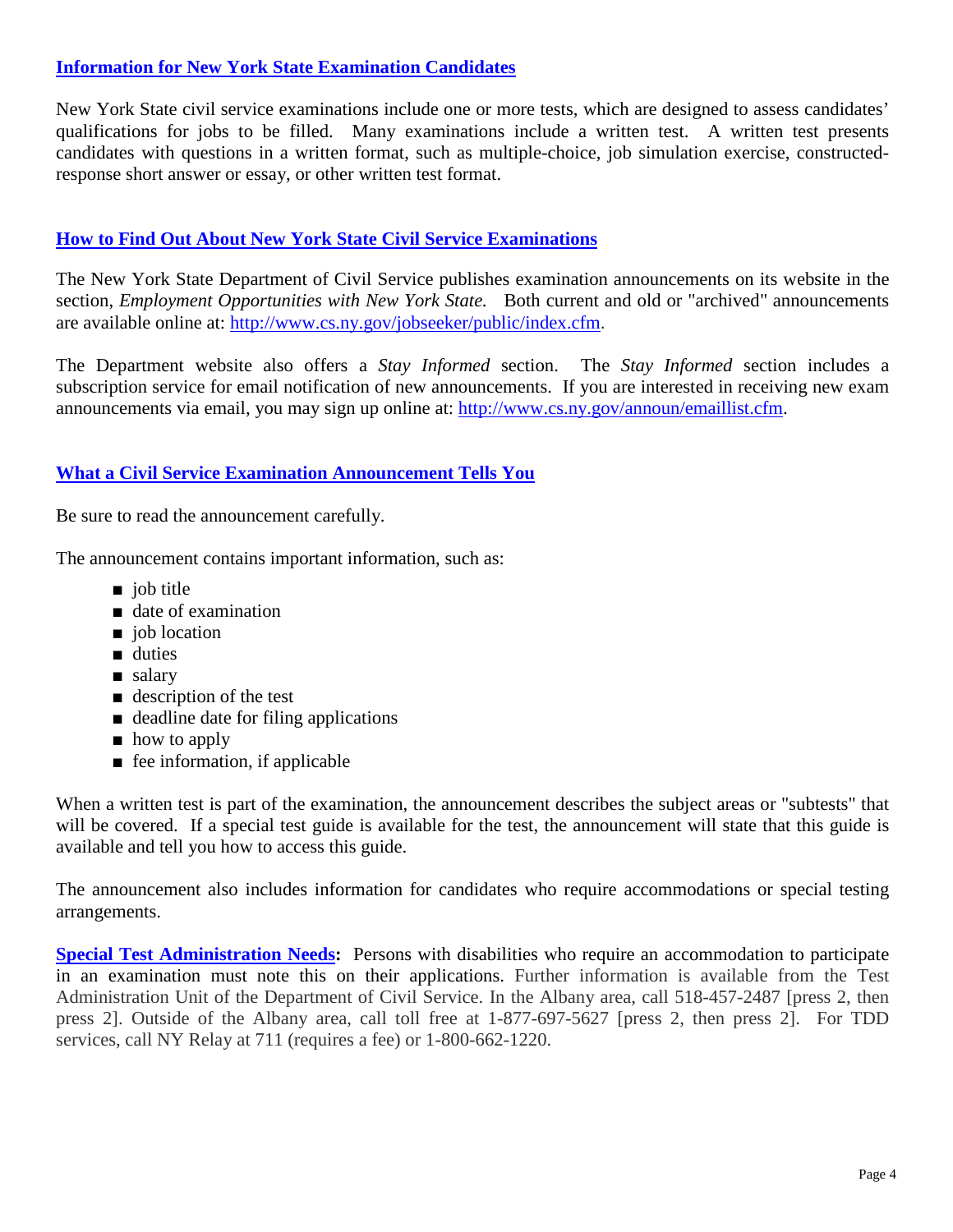## Information for New York State Examination Candidates

New York State civil service examinations include one or more tests, which are designed to assess candidates' qualifications for jobs to be filled. Many examinations include a written test. A written test presents candidates with questions in a written format, such as multiple-choice, job simulation exercise, constructed-response short answer or essay, or other written test format.

## How to Find Out About New York State Civil Service Examinations

The New York State Department of Civil Service publishes examination announcements on its website in the section, *Employment Opportunities with New York State.* Both current and old or "archived" announcements are available online at: http://www.cs.ny.gov/jobseeker/public/index.cfm.

The Department website also offers a *Stay Informed* section. The *Stay Informed* section includes a subscription service for email notification of new announcements. If you are interested in receiving new exam announcements via email, you may sign up online at: http://www.cs.ny.gov/announ/emaillist.cfm.

## What a Civil Service Examination Announcement Tells You

Be sure to read the announcement carefully.

The announcement contains important information, such as:

- job title
- date of examination
- job location
- duties
- salary
- description of the test
- deadline date for filing applications
- how to apply
- fee information, if applicable

When a written test is part of the examination, the announcement describes the subject areas or "subtests" that will be covered. If a special test guide is available for the test, the announcement will state that this guide is available and tell you how to access this guide.

The announcement also includes information for candidates who require accommodations or special testing arrangements.

**Special Test Administration Needs:** Persons with disabilities who require an accommodation to participate in an examination must note this on their applications. Further information is available from the Test Administration Unit of the Department of Civil Service. In the Albany area, call 518-457-2487 [press 2, then press 2]. Outside of the Albany area, call toll free at 1-877-697-5627 [press 2, then press 2]. For TDD services, call NY Relay at 711 (requires a fee) or 1-800-662-1220.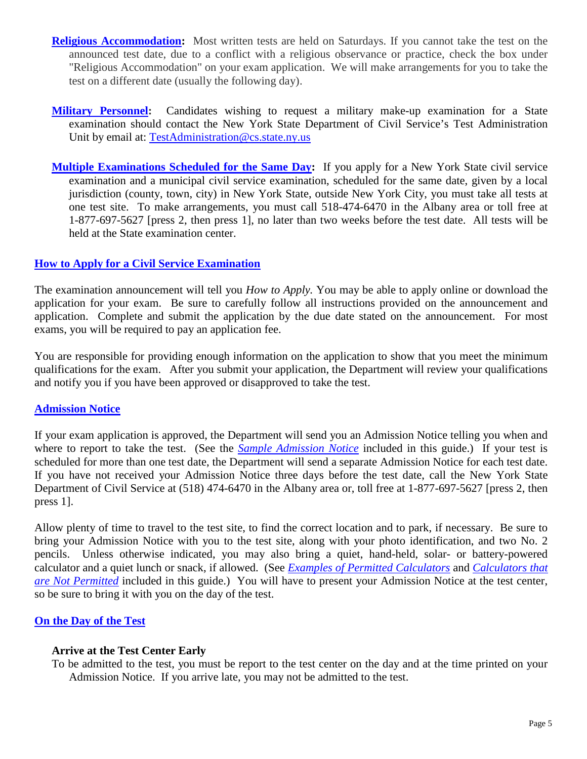**Religious Accommodation:** Most written tests are held on Saturdays. If you cannot take the test on the announced test date, due to a conflict with a religious observance or practice, check the box under "Religious Accommodation" on your exam application. We will make arrangements for you to take the test on a different date (usually the following day).

**Military Personnel:** Candidates wishing to request a military make-up examination for a State examination should contact the New York State Department of Civil Service's Test Administration Unit by email at: TestAdministration@cs.state.ny.us

**Multiple Examinations Scheduled for the Same Day:** If you apply for a New York State civil service examination and a municipal civil service examination, scheduled for the same date, given by a local jurisdiction (county, town, city) in New York State, outside New York City, you must take all tests at one test site. To make arrangements, you must call 518-474-6470 in the Albany area or toll free at 1-877-697-5627 [press 2, then press 1], no later than two weeks before the test date. All tests will be held at the State examination center.

## How to Apply for a Civil Service Examination

The examination announcement will tell you *How to Apply.* You may be able to apply online or download the application for your exam. Be sure to carefully follow all instructions provided on the announcement and application. Complete and submit the application by the due date stated on the announcement. For most exams, you will be required to pay an application fee.

You are responsible for providing enough information on the application to show that you meet the minimum qualifications for the exam. After you submit your application, the Department will review your qualifications and notify you if you have been approved or disapproved to take the test.

## Admission Notice

If your exam application is approved, the Department will send you an Admission Notice telling you when and where to report to take the test. (See the *Sample Admission Notice* included in this guide.) If your test is scheduled for more than one test date, the Department will send a separate Admission Notice for each test date. If you have not received your Admission Notice three days before the test date, call the New York State Department of Civil Service at (518) 474-6470 in the Albany area or, toll free at 1-877-697-5627 [press 2, then press 1].

Allow plenty of time to travel to the test site, to find the correct location and to park, if necessary. Be sure to bring your Admission Notice with you to the test site, along with your photo identification, and two No. 2 pencils. Unless otherwise indicated, you may also bring a quiet, hand-held, solar- or battery-powered calculator and a quiet lunch or snack, if allowed. (See *Examples of Permitted Calculators* and *Calculators that are Not Permitted* included in this guide.) You will have to present your Admission Notice at the test center, so be sure to bring it with you on the day of the test.

## On the Day of the Test

### Arrive at the Test Center Early

To be admitted to the test, you must be report to the test center on the day and at the time printed on your Admission Notice. If you arrive late, you may not be admitted to the test.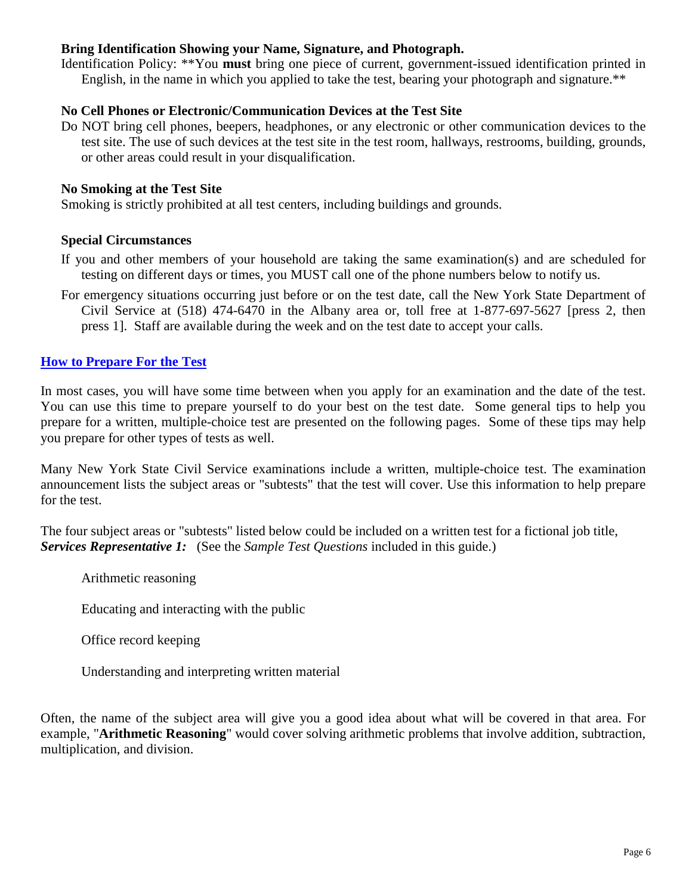### Bring Identification Showing your Name, Signature, and Photograph.

Identification Policy: **You **must** bring one piece of current, government-issued identification printed in English, in the name in which you applied to take the test, bearing your photograph and signature.**

### No Cell Phones or Electronic/Communication Devices at the Test Site

Do NOT bring cell phones, beepers, headphones, or any electronic or other communication devices to the test site. The use of such devices at the test site in the test room, hallways, restrooms, building, grounds, or other areas could result in your disqualification.

### No Smoking at the Test Site

Smoking is strictly prohibited at all test centers, including buildings and grounds.

### Special Circumstances

If you and other members of your household are taking the same examination(s) and are scheduled for testing on different days or times, you MUST call one of the phone numbers below to notify us.

For emergency situations occurring just before or on the test date, call the New York State Department of Civil Service at (518) 474-6470 in the Albany area or, toll free at 1-877-697-5627 [press 2, then press 1]. Staff are available during the week and on the test date to accept your calls.

## How to Prepare For the Test

In most cases, you will have some time between when you apply for an examination and the date of the test. You can use this time to prepare yourself to do your best on the test date. Some general tips to help you prepare for a written, multiple-choice test are presented on the following pages. Some of these tips may help you prepare for other types of tests as well.

Many New York State Civil Service examinations include a written, multiple-choice test. The examination announcement lists the subject areas or "subtests" that the test will cover. Use this information to help prepare for the test.

The four subject areas or "subtests" listed below could be included on a written test for a fictional job title, ***Services Representative 1:*** (See the *Sample Test Questions* included in this guide.)

Arithmetic reasoning

Educating and interacting with the public

Office record keeping

Understanding and interpreting written material

Often, the name of the subject area will give you a good idea about what will be covered in that area. For example, "**Arithmetic Reasoning**" would cover solving arithmetic problems that involve addition, subtraction, multiplication, and division.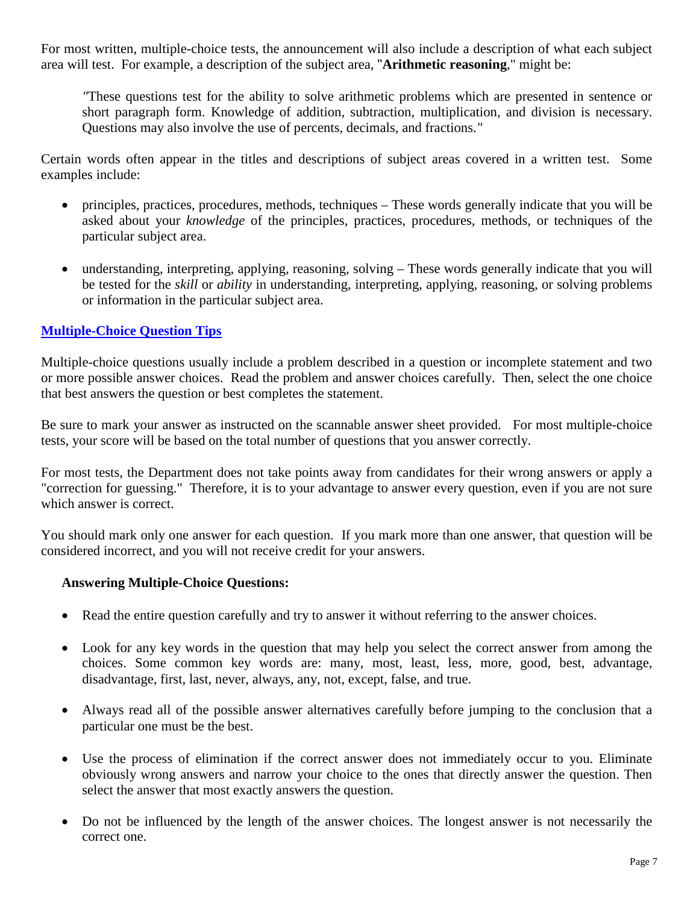For most written, multiple-choice tests, the announcement will also include a description of what each subject area will test. For example, a description of the subject area, "**Arithmetic reasoning**," might be:

> *"*These questions test for the ability to solve arithmetic problems which are presented in sentence or short paragraph form. Knowledge of addition, subtraction, multiplication, and division is necessary. Questions may also involve the use of percents, decimals, and fractions.*"*

Certain words often appear in the titles and descriptions of subject areas covered in a written test. Some examples include:

- principles, practices, procedures, methods, techniques – These words generally indicate that you will be asked about your *knowledge* of the principles, practices, procedures, methods, or techniques of the particular subject area.
- understanding, interpreting, applying, reasoning, solving – These words generally indicate that you will be tested for the *skill* or *ability* in understanding, interpreting, applying, reasoning, or solving problems or information in the particular subject area.

## Multiple-Choice Question Tips

Multiple-choice questions usually include a problem described in a question or incomplete statement and two or more possible answer choices. Read the problem and answer choices carefully. Then, select the one choice that best answers the question or best completes the statement.

Be sure to mark your answer as instructed on the scannable answer sheet provided. For most multiple-choice tests, your score will be based on the total number of questions that you answer correctly.

For most tests, the Department does not take points away from candidates for their wrong answers or apply a "correction for guessing." Therefore, it is to your advantage to answer every question, even if you are not sure which answer is correct.

You should mark only one answer for each question. If you mark more than one answer, that question will be considered incorrect, and you will not receive credit for your answers.

### Answering Multiple-Choice Questions:

- Read the entire question carefully and try to answer it without referring to the answer choices.
- Look for any key words in the question that may help you select the correct answer from among the choices. Some common key words are: many, most, least, less, more, good, best, advantage, disadvantage, first, last, never, always, any, not, except, false, and true.
- Always read all of the possible answer alternatives carefully before jumping to the conclusion that a particular one must be the best.
- Use the process of elimination if the correct answer does not immediately occur to you. Eliminate obviously wrong answers and narrow your choice to the ones that directly answer the question. Then select the answer that most exactly answers the question.
- Do not be influenced by the length of the answer choices. The longest answer is not necessarily the correct one.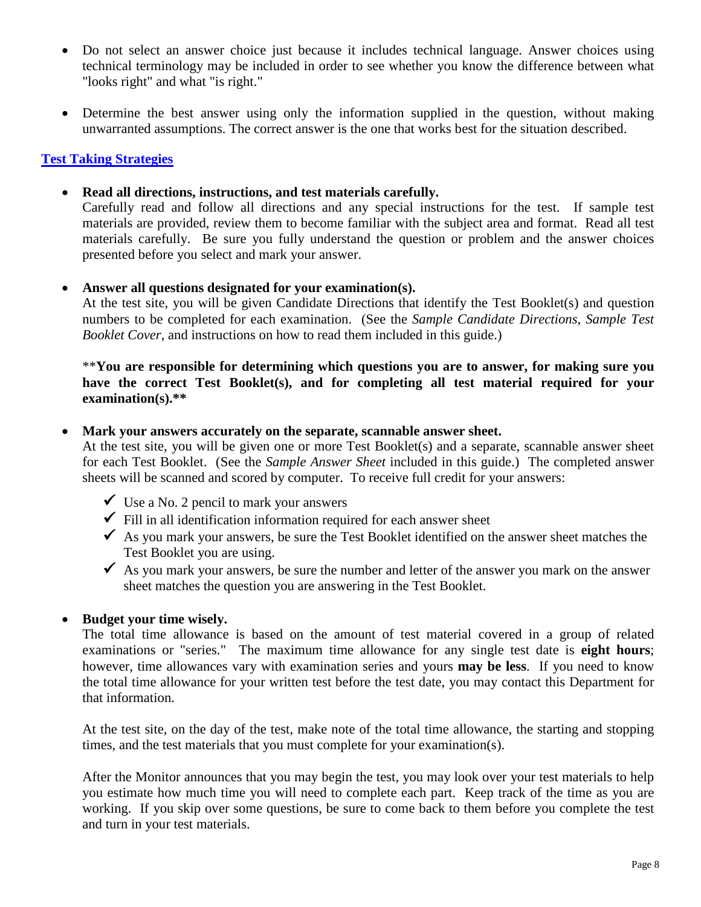- Do not select an answer choice just because it includes technical language. Answer choices using technical terminology may be included in order to see whether you know the difference between what "looks right" and what "is right."

- Determine the best answer using only the information supplied in the question, without making unwarranted assumptions. The correct answer is the one that works best for the situation described.

## Test Taking Strategies

- **Read all directions, instructions, and test materials carefully.**
  Carefully read and follow all directions and any special instructions for the test. If sample test materials are provided, review them to become familiar with the subject area and format. Read all test materials carefully. Be sure you fully understand the question or problem and the answer choices presented before you select and mark your answer.

- **Answer all questions designated for your examination(s).**
  At the test site, you will be given Candidate Directions that identify the Test Booklet(s) and question numbers to be completed for each examination. (See the *Sample Candidate Directions*, *Sample Test Booklet Cover*, and instructions on how to read them included in this guide.)

  ****You are responsible for determining which questions you are to answer, for making sure you have the correct Test Booklet(s), and for completing all test material required for your examination(s).****

- **Mark your answers accurately on the separate, scannable answer sheet.**
  At the test site, you will be given one or more Test Booklet(s) and a separate, scannable answer sheet for each Test Booklet. (See the *Sample Answer Sheet* included in this guide.) The completed answer sheets will be scanned and scored by computer. To receive full credit for your answers:

  - ✓ Use a No. 2 pencil to mark your answers
  - ✓ Fill in all identification information required for each answer sheet
  - ✓ As you mark your answers, be sure the Test Booklet identified on the answer sheet matches the Test Booklet you are using.
  - ✓ As you mark your answers, be sure the number and letter of the answer you mark on the answer sheet matches the question you are answering in the Test Booklet.

- **Budget your time wisely.**
  The total time allowance is based on the amount of test material covered in a group of related examinations or "series." The maximum time allowance for any single test date is **eight hours**; however, time allowances vary with examination series and yours **may be less**. If you need to know the total time allowance for your written test before the test date, you may contact this Department for that information.

  At the test site, on the day of the test, make note of the total time allowance, the starting and stopping times, and the test materials that you must complete for your examination(s).

  After the Monitor announces that you may begin the test, you may look over your test materials to help you estimate how much time you will need to complete each part. Keep track of the time as you are working. If you skip over some questions, be sure to come back to them before you complete the test and turn in your test materials.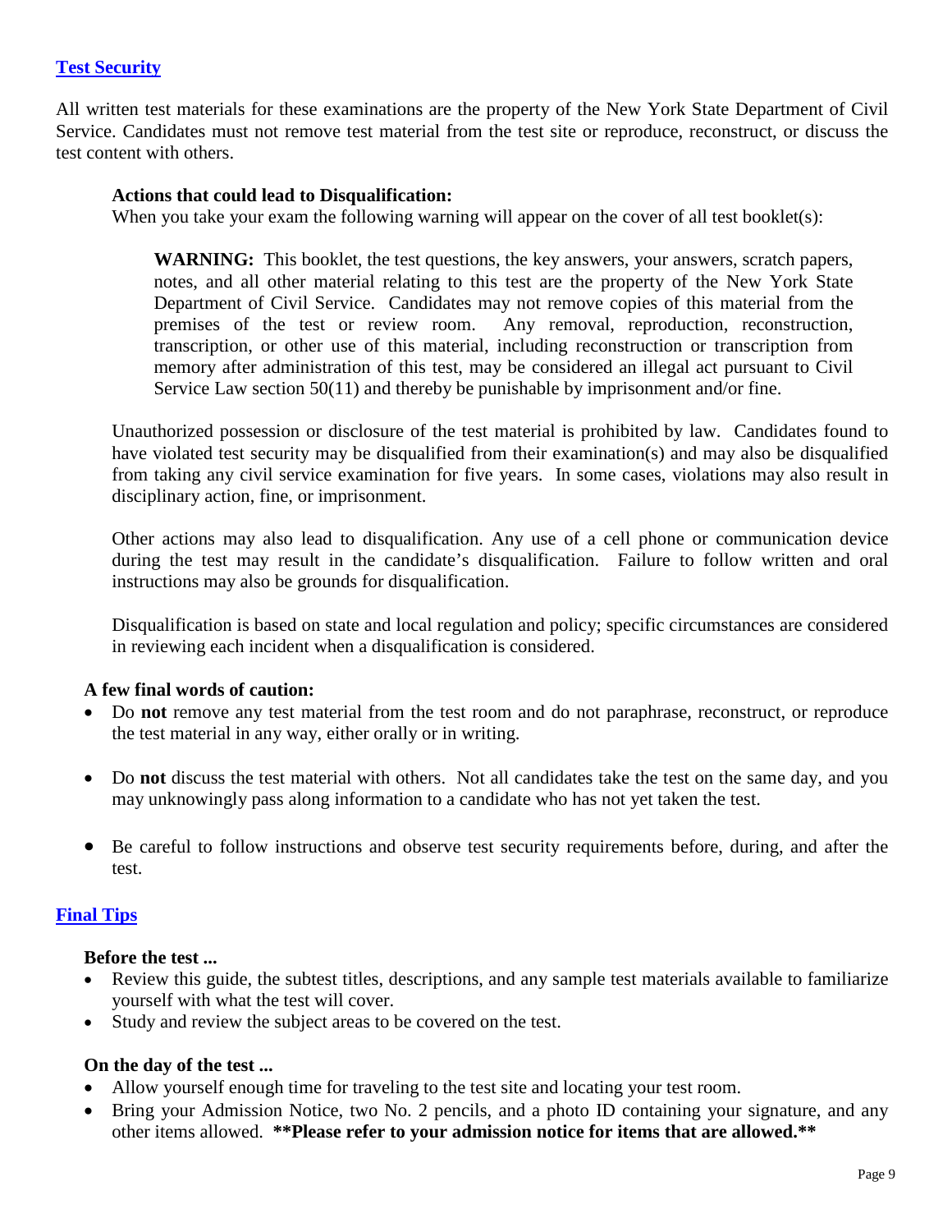## Test Security

All written test materials for these examinations are the property of the New York State Department of Civil Service. Candidates must not remove test material from the test site or reproduce, reconstruct, or discuss the test content with others.

### Actions that could lead to Disqualification:

When you take your exam the following warning will appear on the cover of all test booklet(s):

> **WARNING:** This booklet, the test questions, the key answers, your answers, scratch papers, notes, and all other material relating to this test are the property of the New York State Department of Civil Service. Candidates may not remove copies of this material from the premises of the test or review room. Any removal, reproduction, reconstruction, transcription, or other use of this material, including reconstruction or transcription from memory after administration of this test, may be considered an illegal act pursuant to Civil Service Law section 50(11) and thereby be punishable by imprisonment and/or fine.

Unauthorized possession or disclosure of the test material is prohibited by law. Candidates found to have violated test security may be disqualified from their examination(s) and may also be disqualified from taking any civil service examination for five years. In some cases, violations may also result in disciplinary action, fine, or imprisonment.

Other actions may also lead to disqualification. Any use of a cell phone or communication device during the test may result in the candidate's disqualification. Failure to follow written and oral instructions may also be grounds for disqualification.

Disqualification is based on state and local regulation and policy; specific circumstances are considered in reviewing each incident when a disqualification is considered.

### A few final words of caution:

- Do **not** remove any test material from the test room and do not paraphrase, reconstruct, or reproduce the test material in any way, either orally or in writing.
- Do **not** discuss the test material with others. Not all candidates take the test on the same day, and you may unknowingly pass along information to a candidate who has not yet taken the test.
- Be careful to follow instructions and observe test security requirements before, during, and after the test.

## Final Tips

### Before the test ...

- Review this guide, the subtest titles, descriptions, and any sample test materials available to familiarize yourself with what the test will cover.
- Study and review the subject areas to be covered on the test.

### On the day of the test ...

- Allow yourself enough time for traveling to the test site and locating your test room.
- Bring your Admission Notice, two No. 2 pencils, and a photo ID containing your signature, and any other items allowed. **\*\*Please refer to your admission notice for items that are allowed.\*\***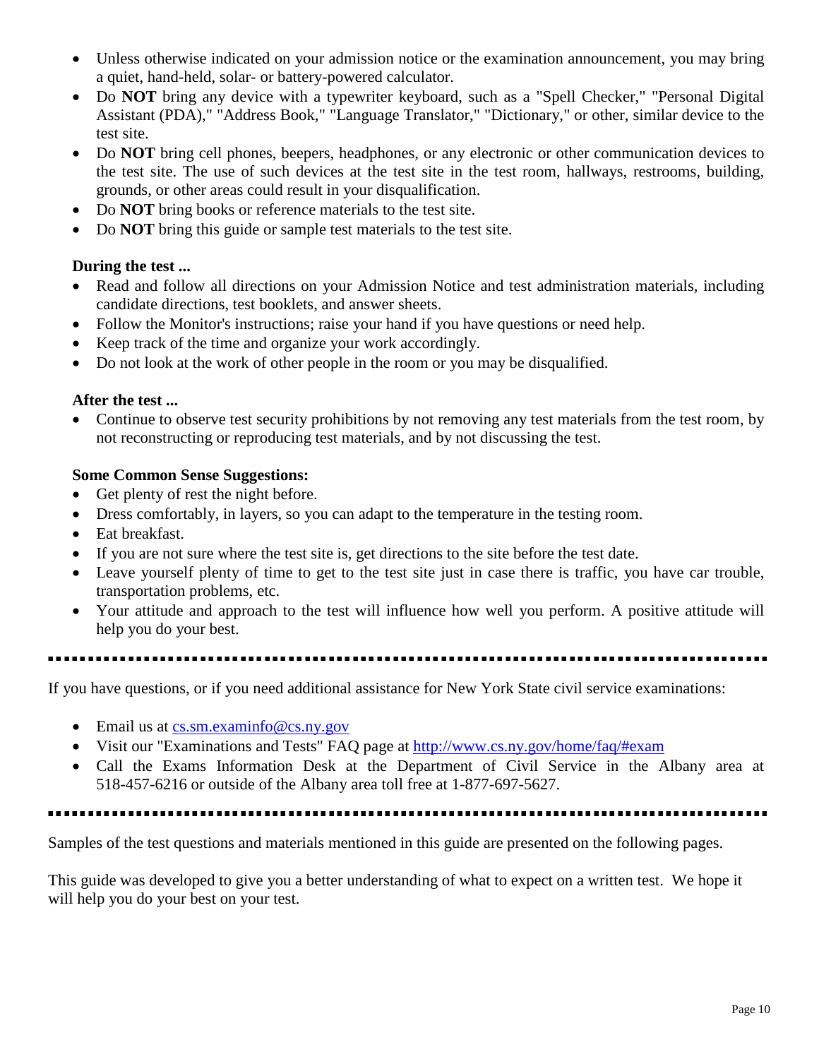- Unless otherwise indicated on your admission notice or the examination announcement, you may bring a quiet, hand-held, solar- or battery-powered calculator.
- Do **NOT** bring any device with a typewriter keyboard, such as a "Spell Checker," "Personal Digital Assistant (PDA)," "Address Book," "Language Translator," "Dictionary," or other, similar device to the test site.
- Do **NOT** bring cell phones, beepers, headphones, or any electronic or other communication devices to the test site. The use of such devices at the test site in the test room, hallways, restrooms, building, grounds, or other areas could result in your disqualification.
- Do **NOT** bring books or reference materials to the test site.
- Do **NOT** bring this guide or sample test materials to the test site.

**During the test ...**

- Read and follow all directions on your Admission Notice and test administration materials, including candidate directions, test booklets, and answer sheets.
- Follow the Monitor's instructions; raise your hand if you have questions or need help.
- Keep track of the time and organize your work accordingly.
- Do not look at the work of other people in the room or you may be disqualified.

**After the test ...**

- Continue to observe test security prohibitions by not removing any test materials from the test room, by not reconstructing or reproducing test materials, and by not discussing the test.

**Some Common Sense Suggestions:**

- Get plenty of rest the night before.
- Dress comfortably, in layers, so you can adapt to the temperature in the testing room.
- Eat breakfast.
- If you are not sure where the test site is, get directions to the site before the test date.
- Leave yourself plenty of time to get to the test site just in case there is traffic, you have car trouble, transportation problems, etc.
- Your attitude and approach to the test will influence how well you perform. A positive attitude will help you do your best.

---

If you have questions, or if you need additional assistance for New York State civil service examinations:

- Email us at cs.sm.examinfo@cs.ny.gov
- Visit our "Examinations and Tests" FAQ page at http://www.cs.ny.gov/home/faq/#exam
- Call the Exams Information Desk at the Department of Civil Service in the Albany area at 518-457-6216 or outside of the Albany area toll free at 1-877-697-5627.

---

Samples of the test questions and materials mentioned in this guide are presented on the following pages.

This guide was developed to give you a better understanding of what to expect on a written test. We hope it will help you do your best on your test.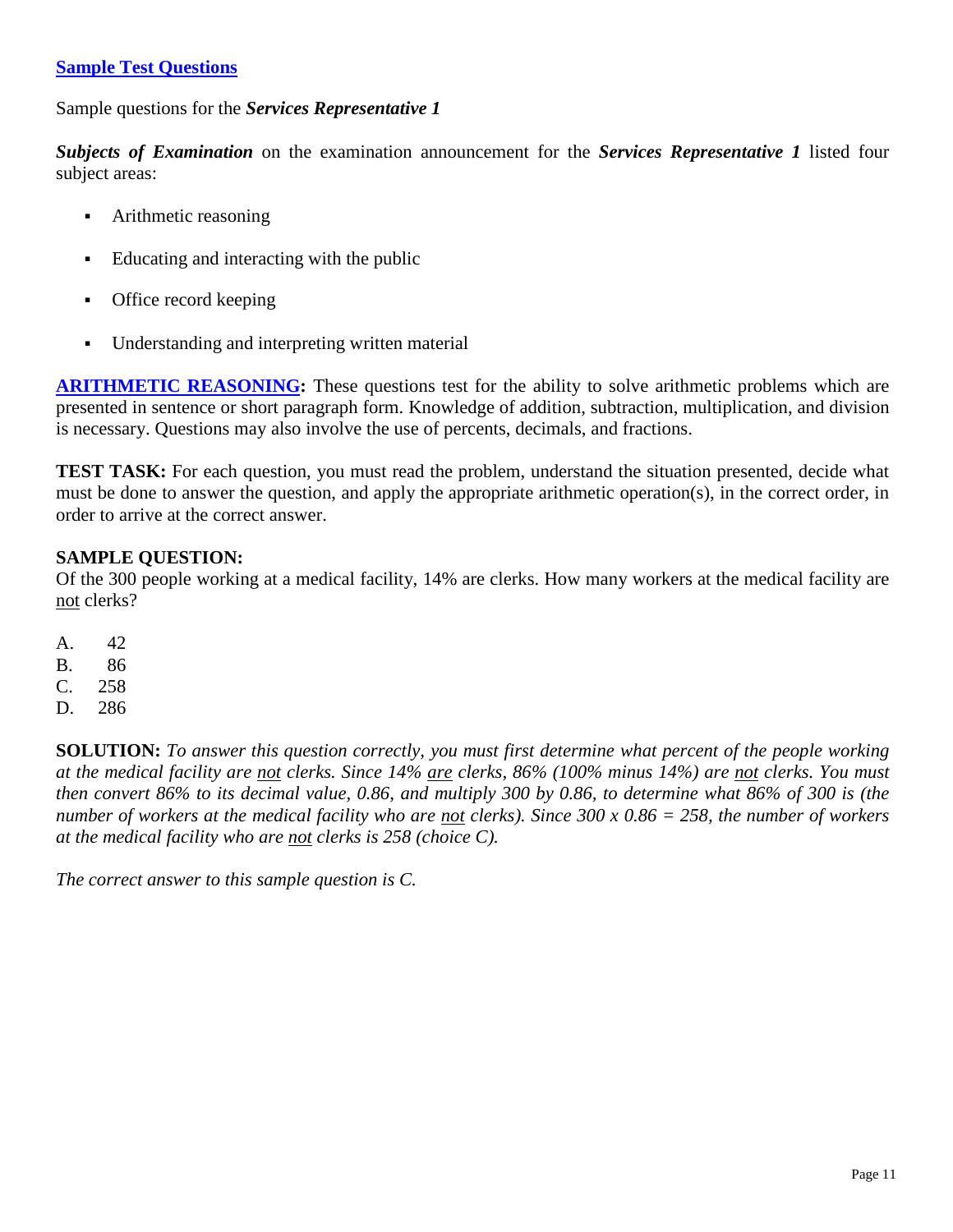## [Sample Test Questions]

Sample questions for the ***Services Representative 1***

***Subjects of Examination*** on the examination announcement for the ***Services Representative 1*** listed four subject areas:

- Arithmetic reasoning
- Educating and interacting with the public
- Office record keeping
- Understanding and interpreting written material

**ARITHMETIC REASONING:** These questions test for the ability to solve arithmetic problems which are presented in sentence or short paragraph form. Knowledge of addition, subtraction, multiplication, and division is necessary. Questions may also involve the use of percents, decimals, and fractions.

**TEST TASK:** For each question, you must read the problem, understand the situation presented, decide what must be done to answer the question, and apply the appropriate arithmetic operation(s), in the correct order, in order to arrive at the correct answer.

**SAMPLE QUESTION:**
Of the 300 people working at a medical facility, 14% are clerks. How many workers at the medical facility are not clerks?

A. 42
B. 86
C. 258
D. 286

**SOLUTION:** *To answer this question correctly, you must first determine what percent of the people working at the medical facility are not clerks. Since 14% are clerks, 86% (100% minus 14%) are not clerks. You must then convert 86% to its decimal value, 0.86, and multiply 300 by 0.86, to determine what 86% of 300 is (the number of workers at the medical facility who are not clerks). Since 300 x 0.86 = 258, the number of workers at the medical facility who are not clerks is 258 (choice C).*

*The correct answer to this sample question is C.*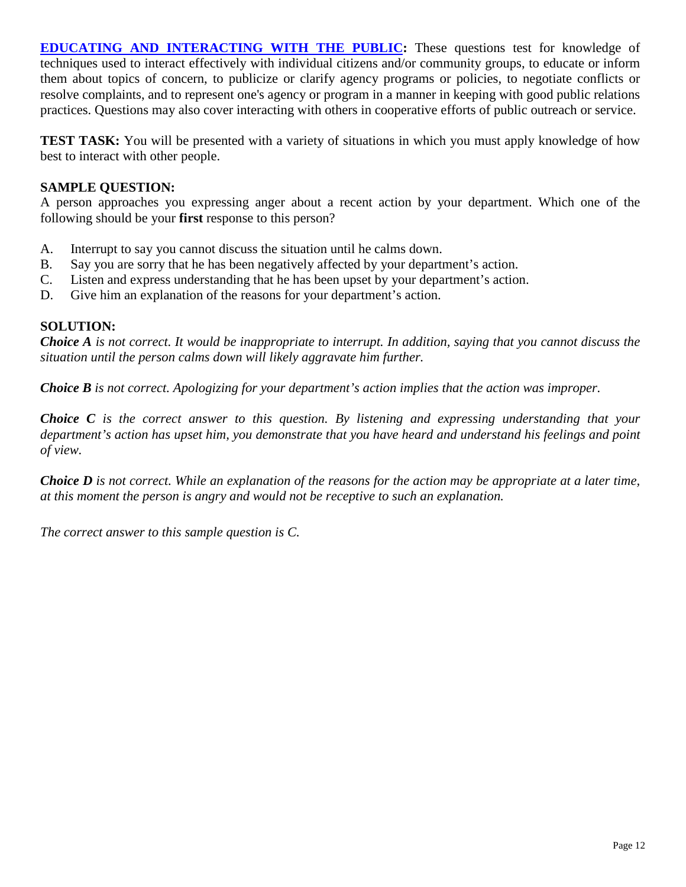**[EDUCATING AND INTERACTING WITH THE PUBLIC](#):** These questions test for knowledge of techniques used to interact effectively with individual citizens and/or community groups, to educate or inform them about topics of concern, to publicize or clarify agency programs or policies, to negotiate conflicts or resolve complaints, and to represent one's agency or program in a manner in keeping with good public relations practices. Questions may also cover interacting with others in cooperative efforts of public outreach or service.

**TEST TASK:** You will be presented with a variety of situations in which you must apply knowledge of how best to interact with other people.

**SAMPLE QUESTION:**

A person approaches you expressing anger about a recent action by your department. Which one of the following should be your **first** response to this person?

A. Interrupt to say you cannot discuss the situation until he calms down.
B. Say you are sorry that he has been negatively affected by your department's action.
C. Listen and express understanding that he has been upset by your department's action.
D. Give him an explanation of the reasons for your department's action.

**SOLUTION:**

***Choice A** is not correct. It would be inappropriate to interrupt. In addition, saying that you cannot discuss the situation until the person calms down will likely aggravate him further.*

***Choice B** is not correct. Apologizing for your department's action implies that the action was improper.*

***Choice C** is the correct answer to this question. By listening and expressing understanding that your department's action has upset him, you demonstrate that you have heard and understand his feelings and point of view.*

***Choice D** is not correct. While an explanation of the reasons for the action may be appropriate at a later time, at this moment the person is angry and would not be receptive to such an explanation.*

*The correct answer to this sample question is C.*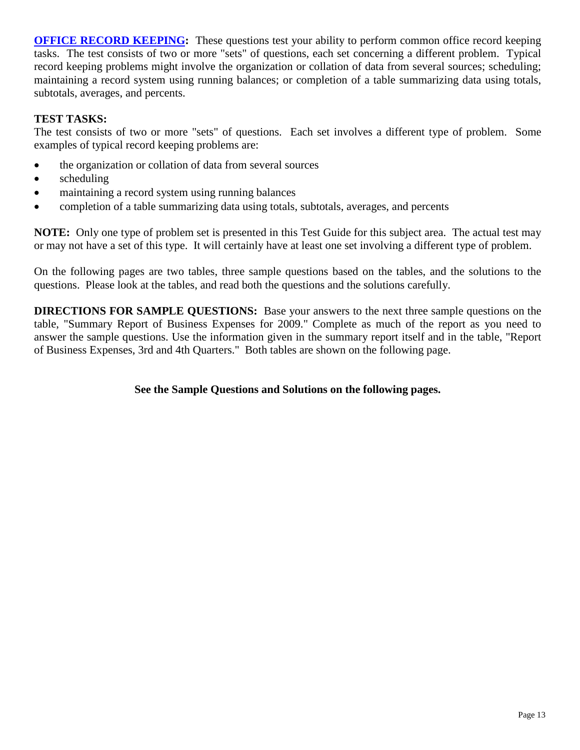**OFFICE RECORD KEEPING:** These questions test your ability to perform common office record keeping tasks. The test consists of two or more "sets" of questions, each set concerning a different problem. Typical record keeping problems might involve the organization or collation of data from several sources; scheduling; maintaining a record system using running balances; or completion of a table summarizing data using totals, subtotals, averages, and percents.

**TEST TASKS:**
The test consists of two or more "sets" of questions. Each set involves a different type of problem. Some examples of typical record keeping problems are:

- the organization or collation of data from several sources
- scheduling
- maintaining a record system using running balances
- completion of a table summarizing data using totals, subtotals, averages, and percents

**NOTE:** Only one type of problem set is presented in this Test Guide for this subject area. The actual test may or may not have a set of this type. It will certainly have at least one set involving a different type of problem.

On the following pages are two tables, three sample questions based on the tables, and the solutions to the questions. Please look at the tables, and read both the questions and the solutions carefully.

**DIRECTIONS FOR SAMPLE QUESTIONS:** Base your answers to the next three sample questions on the table, "Summary Report of Business Expenses for 2009." Complete as much of the report as you need to answer the sample questions. Use the information given in the summary report itself and in the table, "Report of Business Expenses, 3rd and 4th Quarters." Both tables are shown on the following page.

**See the Sample Questions and Solutions on the following pages.**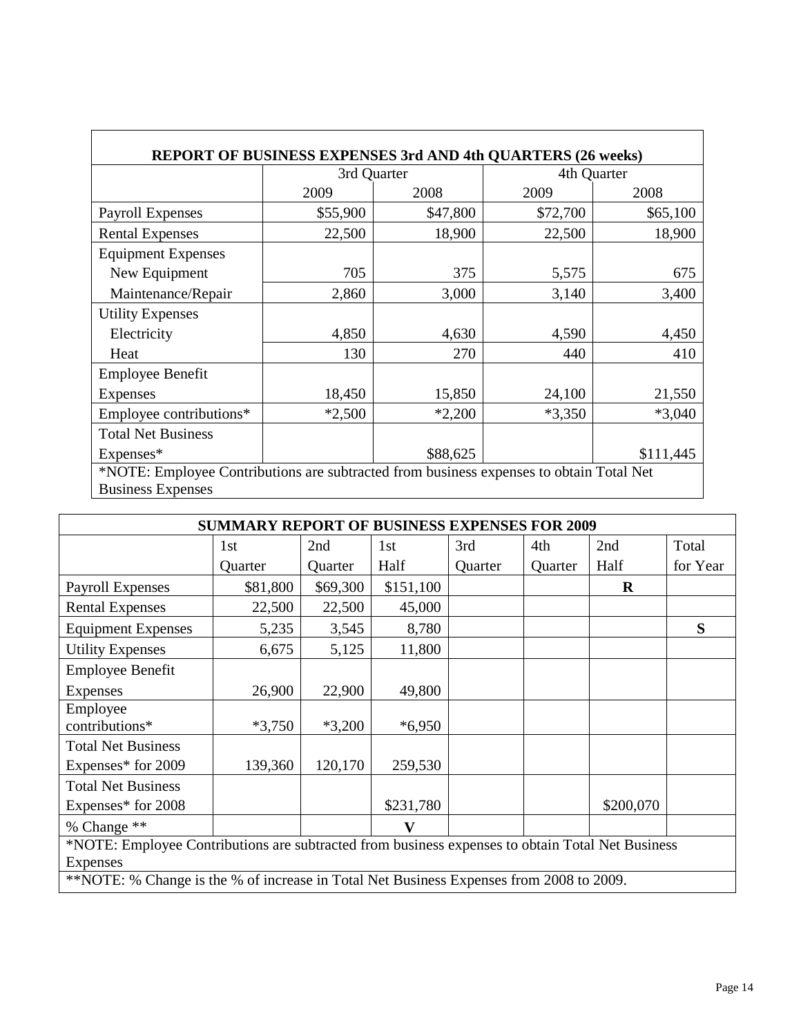**REPORT OF BUSINESS EXPENSES 3rd AND 4th QUARTERS (26 weeks)**

| | 3rd Quarter | | 4th Quarter | |
|---|---|---|---|---|
| | 2009 | 2008 | 2009 | 2008 |
| Payroll Expenses | $55,900 | $47,800 | $72,700 | $65,100 |
| Rental Expenses | 22,500 | 18,900 | 22,500 | 18,900 |
| Equipment Expenses | | | | |
| New Equipment | 705 | 375 | 5,575 | 675 |
| Maintenance/Repair | 2,860 | 3,000 | 3,140 | 3,400 |
| Utility Expenses | | | | |
| Electricity | 4,850 | 4,630 | 4,590 | 4,450 |
| Heat | 130 | 270 | 440 | 410 |
| Employee Benefit Expenses | 18,450 | 15,850 | 24,100 | 21,550 |
| Employee contributions* | *2,500 | *2,200 | *3,350 | *3,040 |
| Total Net Business Expenses* | | $88,625 | | $111,445 |

*NOTE: Employee Contributions are subtracted from business expenses to obtain Total Net Business Expenses

**SUMMARY REPORT OF BUSINESS EXPENSES FOR 2009**

| | 1st Quarter | 2nd Quarter | 1st Half | 3rd Quarter | 4th Quarter | 2nd Half | Total for Year |
|---|---|---|---|---|---|---|---|
| Payroll Expenses | $81,800 | $69,300 | $151,100 | | | **R** | |
| Rental Expenses | 22,500 | 22,500 | 45,000 | | | | |
| Equipment Expenses | 5,235 | 3,545 | 8,780 | | | | **S** |
| Utility Expenses | 6,675 | 5,125 | 11,800 | | | | |
| Employee Benefit Expenses | 26,900 | 22,900 | 49,800 | | | | |
| Employee contributions* | *3,750 | *3,200 | *6,950 | | | | |
| Total Net Business Expenses* for 2009 | 139,360 | 120,170 | 259,530 | | | | |
| Total Net Business Expenses* for 2008 | | | $231,780 | | | $200,070 | |
| % Change ** | | | **V** | | | | |

*NOTE: Employee Contributions are subtracted from business expenses to obtain Total Net Business Expenses

**NOTE: % Change is the % of increase in Total Net Business Expenses from 2008 to 2009.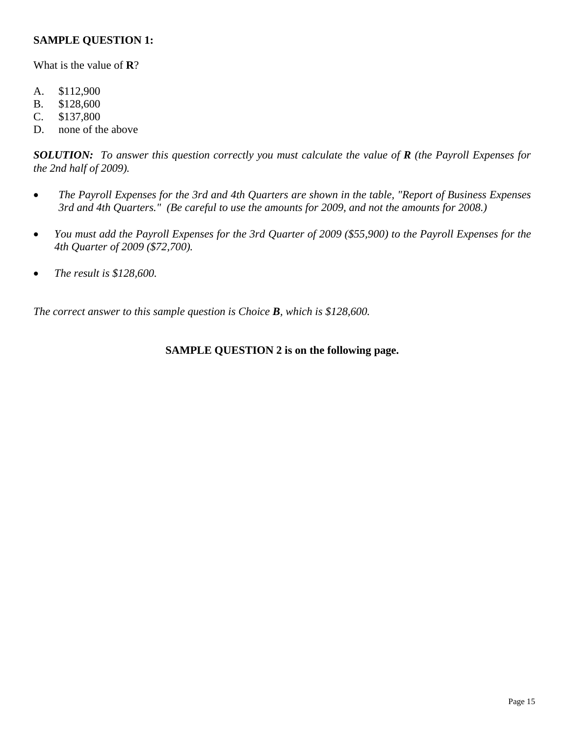**SAMPLE QUESTION 1:**

What is the value of **R**?

A. $112,900
B. $128,600
C. $137,800
D. none of the above

***SOLUTION:*** *To answer this question correctly you must calculate the value of **R** (the Payroll Expenses for the 2nd half of 2009).*

- *The Payroll Expenses for the 3rd and 4th Quarters are shown in the table, "Report of Business Expenses 3rd and 4th Quarters." (Be careful to use the amounts for 2009, and not the amounts for 2008.)*
- *You must add the Payroll Expenses for the 3rd Quarter of 2009 ($55,900) to the Payroll Expenses for the 4th Quarter of 2009 ($72,700).*
- *The result is $128,600.*

*The correct answer to this sample question is Choice **B**, which is $128,600.*

**SAMPLE QUESTION 2 is on the following page.**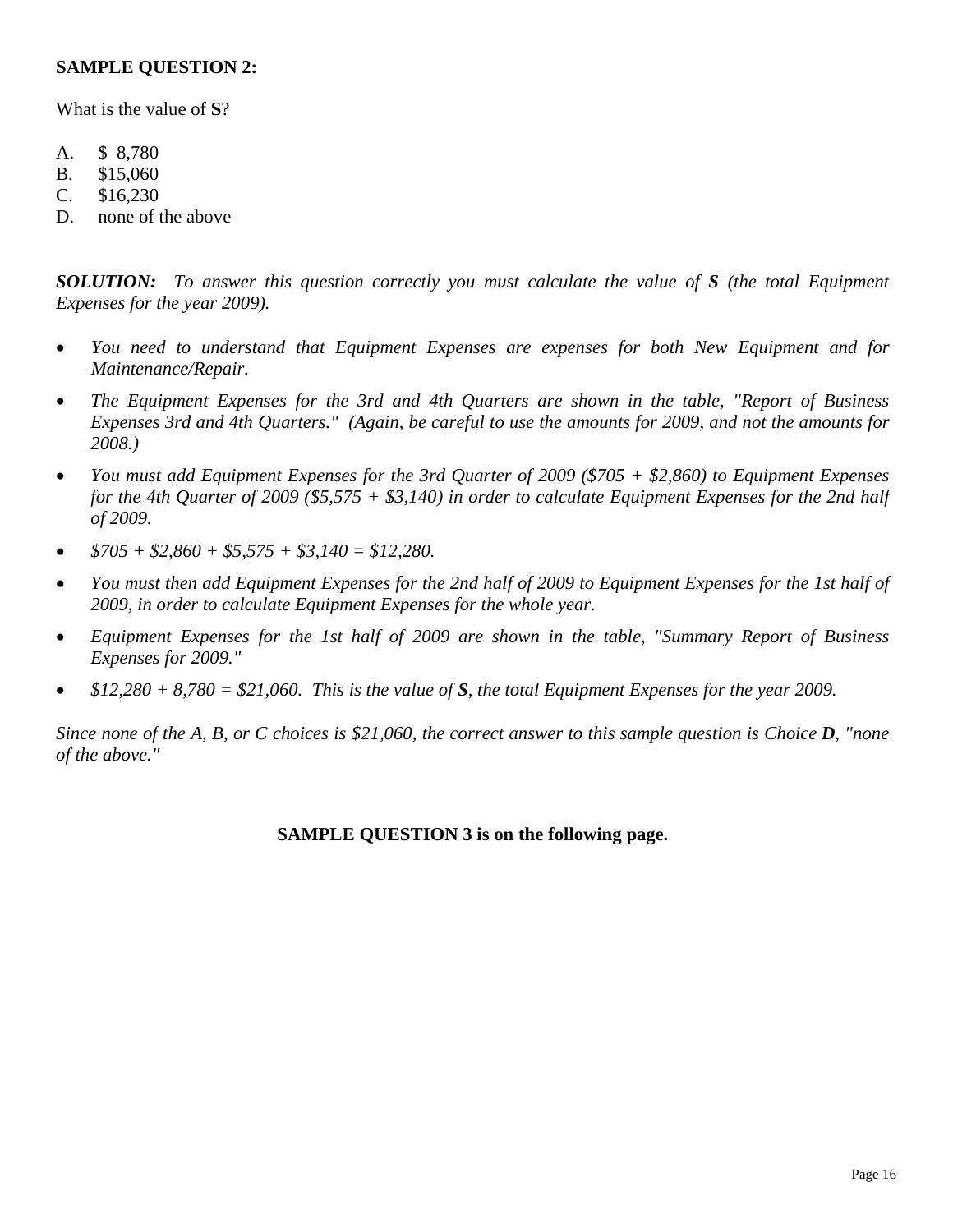**SAMPLE QUESTION 2:**

What is the value of **S**?

A. $ 8,780
B. $15,060
C. $16,230
D. none of the above

***SOLUTION:*** *To answer this question correctly you must calculate the value of **S** (the total Equipment Expenses for the year 2009).*

- *You need to understand that Equipment Expenses are expenses for both New Equipment and for Maintenance/Repair.*
- *The Equipment Expenses for the 3rd and 4th Quarters are shown in the table, "Report of Business Expenses 3rd and 4th Quarters." (Again, be careful to use the amounts for 2009, and not the amounts for 2008.)*
- *You must add Equipment Expenses for the 3rd Quarter of 2009 ($705 + $2,860) to Equipment Expenses for the 4th Quarter of 2009 ($5,575 + $3,140) in order to calculate Equipment Expenses for the 2nd half of 2009.*
- *$705 + $2,860 + $5,575 + $3,140 = $12,280.*
- *You must then add Equipment Expenses for the 2nd half of 2009 to Equipment Expenses for the 1st half of 2009, in order to calculate Equipment Expenses for the whole year.*
- *Equipment Expenses for the 1st half of 2009 are shown in the table, "Summary Report of Business Expenses for 2009."*
- *$12,280 + 8,780 = $21,060. This is the value of **S**, the total Equipment Expenses for the year 2009.*

*Since none of the A, B, or C choices is $21,060, the correct answer to this sample question is Choice **D**, "none of the above."*

**SAMPLE QUESTION 3 is on the following page.**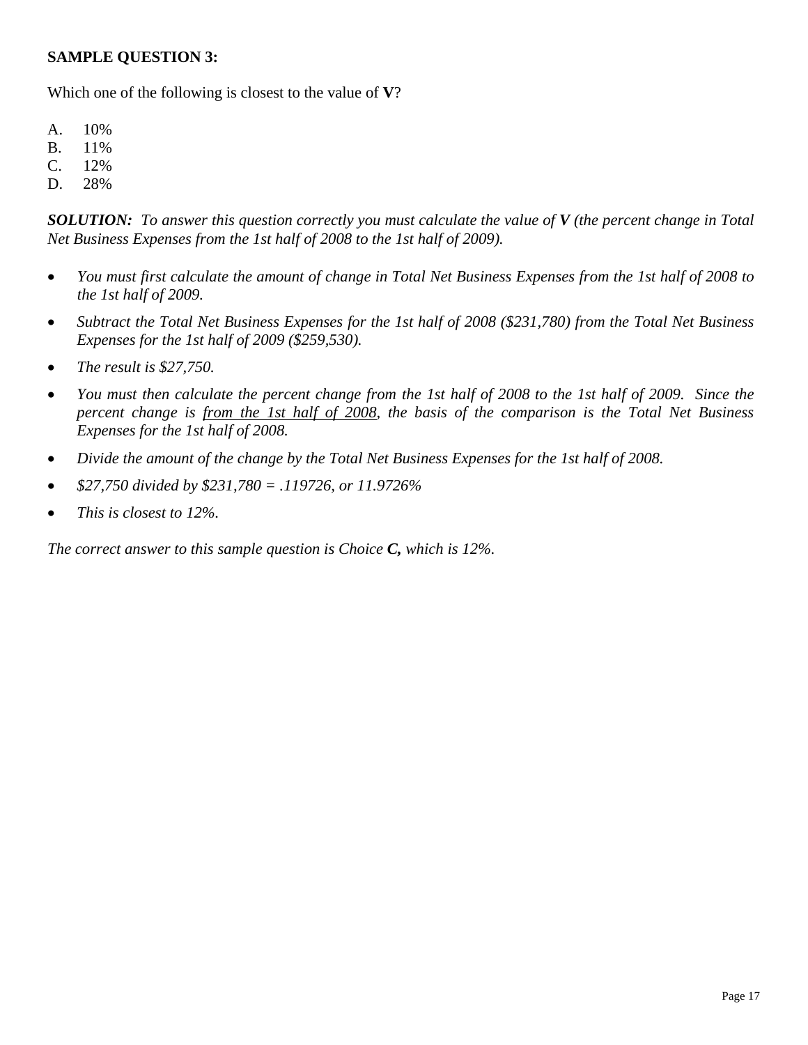**SAMPLE QUESTION 3:**

Which one of the following is closest to the value of **V**?

A. 10%
B. 11%
C. 12%
D. 28%

***SOLUTION:*** *To answer this question correctly you must calculate the value of* ***V*** *(the percent change in Total Net Business Expenses from the 1st half of 2008 to the 1st half of 2009).*

- *You must first calculate the amount of change in Total Net Business Expenses from the 1st half of 2008 to the 1st half of 2009.*
- *Subtract the Total Net Business Expenses for the 1st half of 2008 ($231,780) from the Total Net Business Expenses for the 1st half of 2009 ($259,530).*
- *The result is $27,750.*
- *You must then calculate the percent change from the 1st half of 2008 to the 1st half of 2009. Since the percent change is <u>from the 1st half of 2008</u>, the basis of the comparison is the Total Net Business Expenses for the 1st half of 2008.*
- *Divide the amount of the change by the Total Net Business Expenses for the 1st half of 2008.*
- *$27,750 divided by $231,780 = .119726, or 11.9726%*
- *This is closest to 12%.*

*The correct answer to this sample question is Choice* ***C,*** *which is 12%.*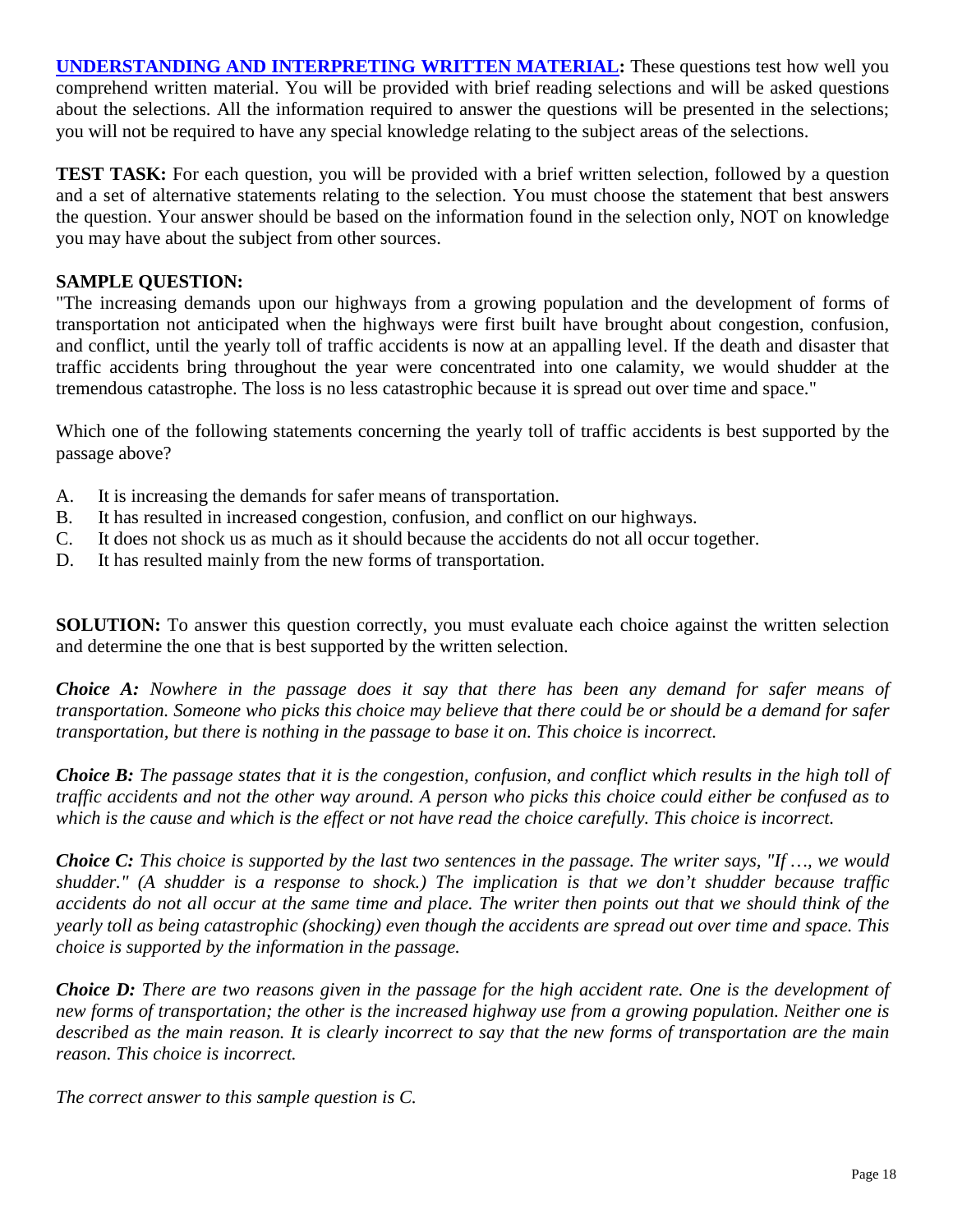**UNDERSTANDING AND INTERPRETING WRITTEN MATERIAL:** These questions test how well you comprehend written material. You will be provided with brief reading selections and will be asked questions about the selections. All the information required to answer the questions will be presented in the selections; you will not be required to have any special knowledge relating to the subject areas of the selections.

**TEST TASK:** For each question, you will be provided with a brief written selection, followed by a question and a set of alternative statements relating to the selection. You must choose the statement that best answers the question. Your answer should be based on the information found in the selection only, NOT on knowledge you may have about the subject from other sources.

**SAMPLE QUESTION:**

"The increasing demands upon our highways from a growing population and the development of forms of transportation not anticipated when the highways were first built have brought about congestion, confusion, and conflict, until the yearly toll of traffic accidents is now at an appalling level. If the death and disaster that traffic accidents bring throughout the year were concentrated into one calamity, we would shudder at the tremendous catastrophe. The loss is no less catastrophic because it is spread out over time and space."

Which one of the following statements concerning the yearly toll of traffic accidents is best supported by the passage above?

A. It is increasing the demands for safer means of transportation.
B. It has resulted in increased congestion, confusion, and conflict on our highways.
C. It does not shock us as much as it should because the accidents do not all occur together.
D. It has resulted mainly from the new forms of transportation.

**SOLUTION:** To answer this question correctly, you must evaluate each choice against the written selection and determine the one that is best supported by the written selection.

***Choice A:*** *Nowhere in the passage does it say that there has been any demand for safer means of transportation. Someone who picks this choice may believe that there could be or should be a demand for safer transportation, but there is nothing in the passage to base it on. This choice is incorrect.*

***Choice B:*** *The passage states that it is the congestion, confusion, and conflict which results in the high toll of traffic accidents and not the other way around. A person who picks this choice could either be confused as to which is the cause and which is the effect or not have read the choice carefully. This choice is incorrect.*

***Choice C:*** *This choice is supported by the last two sentences in the passage. The writer says, "If …, we would shudder." (A shudder is a response to shock.) The implication is that we don't shudder because traffic accidents do not all occur at the same time and place. The writer then points out that we should think of the yearly toll as being catastrophic (shocking) even though the accidents are spread out over time and space. This choice is supported by the information in the passage.*

***Choice D:*** *There are two reasons given in the passage for the high accident rate. One is the development of new forms of transportation; the other is the increased highway use from a growing population. Neither one is described as the main reason. It is clearly incorrect to say that the new forms of transportation are the main reason. This choice is incorrect.*

*The correct answer to this sample question is C.*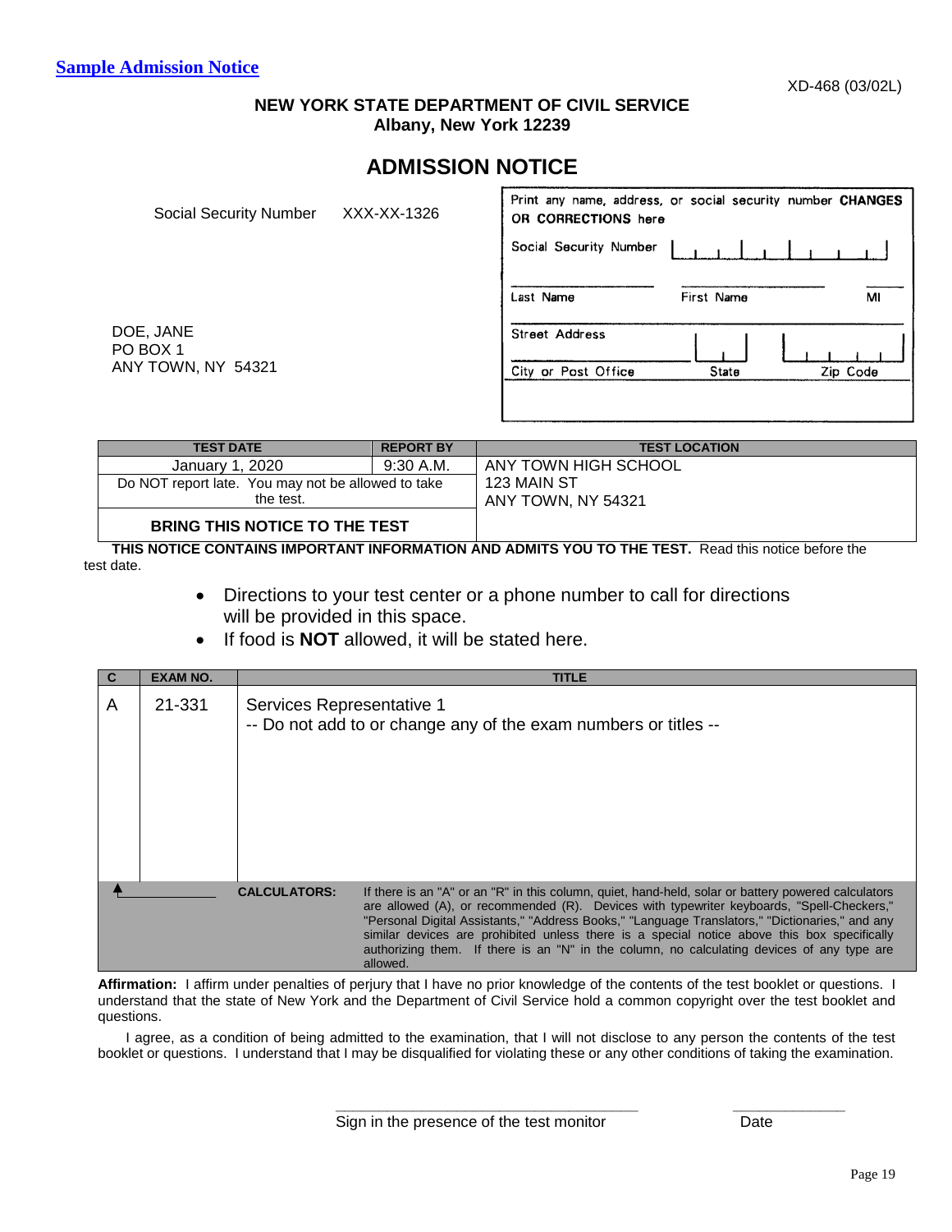**Sample Admission Notice**

XD-468 (03/02L)

**NEW YORK STATE DEPARTMENT OF CIVIL SERVICE**
**Albany, New York 12239**

# ADMISSION NOTICE

Social Security Number XXX-XX-1326

DOE, JANE
PO BOX 1
ANY TOWN, NY 54321

Print any name, address, or social security number **CHANGES OR CORRECTIONS** here

Social Security Number

Last Name | First Name | MI

Street Address

City or Post Office | State | Zip Code

| TEST DATE | REPORT BY | TEST LOCATION |
|---|---|---|
| January 1, 2020 | 9:30 A.M. | ANY TOWN HIGH SCHOOL<br>123 MAIN ST<br>ANY TOWN, NY 54321 |
| Do NOT report late. You may not be allowed to take the test. | | |
| **BRING THIS NOTICE TO THE TEST** | | |

**THIS NOTICE CONTAINS IMPORTANT INFORMATION AND ADMITS YOU TO THE TEST.** Read this notice before the test date.

- Directions to your test center or a phone number to call for directions will be provided in this space.
- If food is **NOT** allowed, it will be stated here.

| C | EXAM NO. | TITLE |
|---|---|---|
| A | 21-331 | Services Representative 1<br>-- Do not add to or change any of the exam numbers or titles -- |

**CALCULATORS:** If there is an "A" or an "R" in this column, quiet, hand-held, solar or battery powered calculators are allowed (A), or recommended (R). Devices with typewriter keyboards, "Spell-Checkers," "Personal Digital Assistants," "Address Books," "Language Translators," "Dictionaries," and any similar devices are prohibited unless there is a special notice above this box specifically authorizing them. If there is an "N" in the column, no calculating devices of any type are allowed.

**Affirmation:** I affirm under penalties of perjury that I have no prior knowledge of the contents of the test booklet or questions. I understand that the state of New York and the Department of Civil Service hold a common copyright over the test booklet and questions.

I agree, as a condition of being admitted to the examination, that I will not disclose to any person the contents of the test booklet or questions. I understand that I may be disqualified for violating these or any other conditions of taking the examination.

_________________________________ Sign in the presence of the test monitor

_____________ Date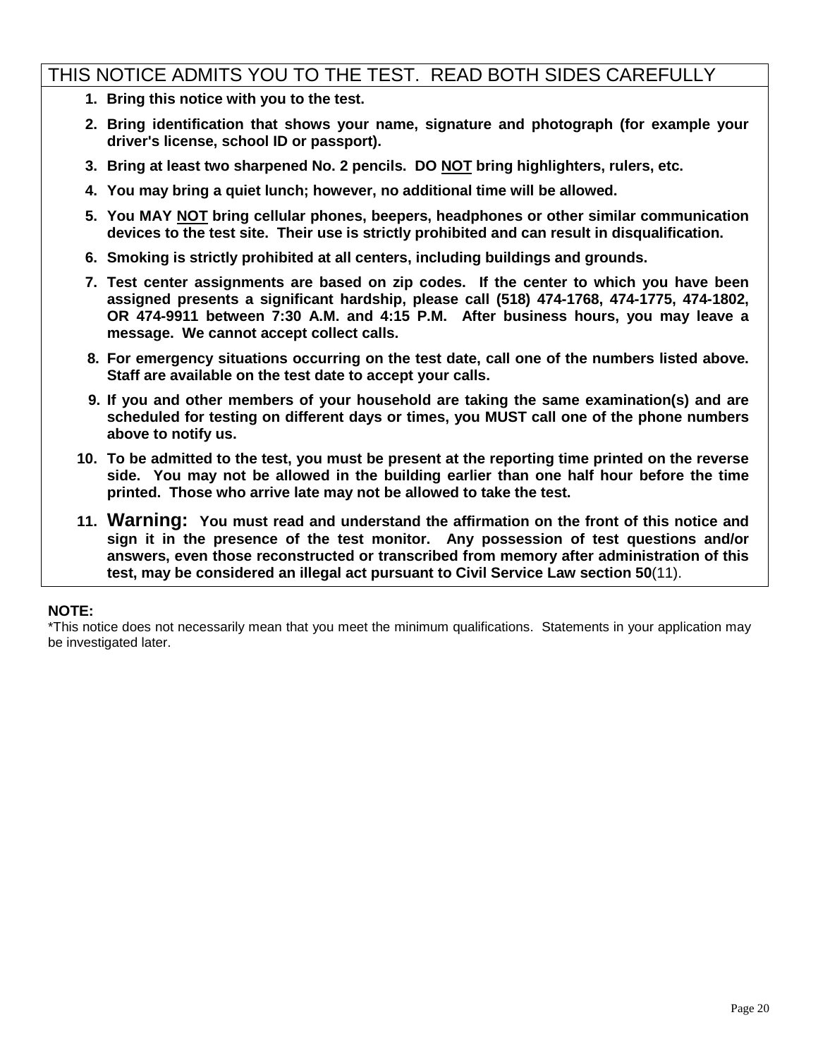## THIS NOTICE ADMITS YOU TO THE TEST. READ BOTH SIDES CAREFULLY

1. **Bring this notice with you to the test.**
2. **Bring identification that shows your name, signature and photograph (for example your driver's license, school ID or passport).**
3. **Bring at least two sharpened No. 2 pencils. DO NOT bring highlighters, rulers, etc.**
4. **You may bring a quiet lunch; however, no additional time will be allowed.**
5. **You MAY NOT bring cellular phones, beepers, headphones or other similar communication devices to the test site. Their use is strictly prohibited and can result in disqualification.**
6. **Smoking is strictly prohibited at all centers, including buildings and grounds.**
7. **Test center assignments are based on zip codes. If the center to which you have been assigned presents a significant hardship, please call (518) 474-1768, 474-1775, 474-1802, OR 474-9911 between 7:30 A.M. and 4:15 P.M. After business hours, you may leave a message. We cannot accept collect calls.**
8. **For emergency situations occurring on the test date, call one of the numbers listed above. Staff are available on the test date to accept your calls.**
9. **If you and other members of your household are taking the same examination(s) and are scheduled for testing on different days or times, you MUST call one of the phone numbers above to notify us.**
10. **To be admitted to the test, you must be present at the reporting time printed on the reverse side. You may not be allowed in the building earlier than one half hour before the time printed. Those who arrive late may not be allowed to take the test.**
11. **Warning: You must read and understand the affirmation on the front of this notice and sign it in the presence of the test monitor. Any possession of test questions and/or answers, even those reconstructed or transcribed from memory after administration of this test, may be considered an illegal act pursuant to Civil Service Law section 50**(11).

**NOTE:**
*This notice does not necessarily mean that you meet the minimum qualifications. Statements in your application may be investigated later.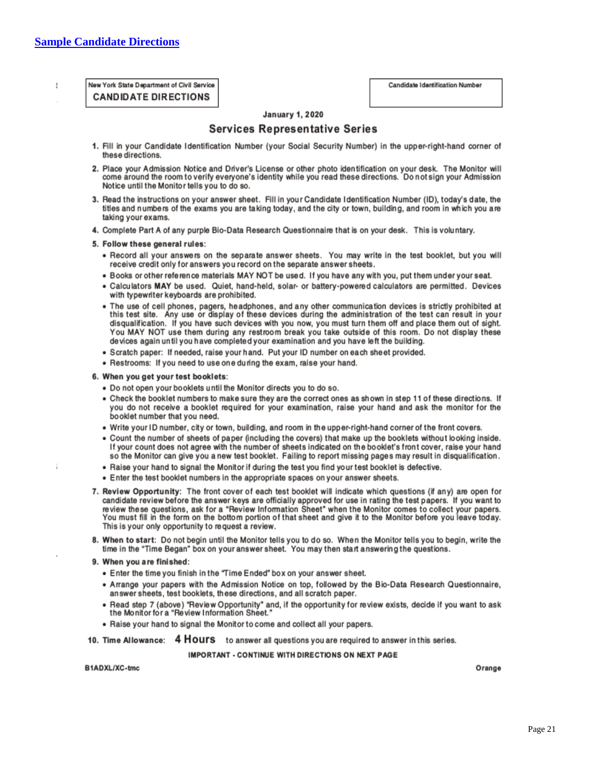## Sample Candidate Directions

New York State Department of Civil Service
**CANDIDATE DIRECTIONS**

Candidate Identification Number

**January 1, 2020**

### Services Representative Series

1. Fill in your Candidate Identification Number (your Social Security Number) in the upper-right-hand corner of these directions.
2. Place your Admission Notice and Driver's License or other photo identification on your desk. The Monitor will come around the room to verify everyone's identity while you read these directions. Do not sign your Admission Notice until the Monitor tells you to do so.
3. Read the instructions on your answer sheet. Fill in your Candidate Identification Number (ID), today's date, the titles and numbers of the exams you are taking today, and the city or town, building, and room in which you are taking your exams.
4. Complete Part A of any purple Bio-Data Research Questionnaire that is on your desk. This is voluntary.
5. **Follow these general rules**:
   - Record all your answers on the separate answer sheets. You may write in the test booklet, but you will receive credit only for answers you record on the separate answer sheets.
   - Books or other reference materials MAY NOT be used. If you have any with you, put them under your seat.
   - Calculators **MAY** be used. Quiet, hand-held, solar- or battery-powered calculators are permitted. Devices with typewriter keyboards are prohibited.
   - The use of cell phones, pagers, headphones, and any other communication devices is strictly prohibited at this test site. Any use or display of these devices during the administration of the test can result in your disqualification. If you have such devices with you now, you must turn them off and place them out of sight. You MAY NOT use them during any restroom break you take outside of this room. Do not display these devices again until you have completed your examination and you have left the building.
   - Scratch paper: If needed, raise your hand. Put your ID number on each sheet provided.
   - Restrooms: If you need to use one during the exam, raise your hand.
6. **When you get your test booklets**:
   - Do not open your booklets until the Monitor directs you to do so.
   - Check the booklet numbers to make sure they are the correct ones as shown in step 11 of these directions. If you do not receive a booklet required for your examination, raise your hand and ask the monitor for the booklet number that you need.
   - Write your ID number, city or town, building, and room in the upper-right-hand corner of the front covers.
   - Count the number of sheets of paper (including the covers) that make up the booklets without looking inside. If your count does not agree with the number of sheets indicated on the booklet's front cover, raise your hand so the Monitor can give you a new test booklet. Failing to report missing pages may result in disqualification.
   - Raise your hand to signal the Monitor if during the test you find your test booklet is defective.
   - Enter the test booklet numbers in the appropriate spaces on your answer sheets.
7. **Review Opportunity**: The front cover of each test booklet will indicate which questions (if any) are open for candidate review before the answer keys are officially approved for use in rating the test papers. If you want to review these questions, ask for a "Review Information Sheet" when the Monitor comes to collect your papers. You must fill in the form on the bottom portion of that sheet and give it to the Monitor before you leave today. This is your only opportunity to request a review.
8. **When to start**: Do not begin until the Monitor tells you to do so. When the Monitor tells you to begin, write the time in the "Time Began" box on your answer sheet. You may then start answering the questions.
9. **When you are finished**:
   - Enter the time you finish in the "Time Ended" box on your answer sheet.
   - Arrange your papers with the Admission Notice on top, followed by the Bio-Data Research Questionnaire, answer sheets, test booklets, these directions, and all scratch paper.
   - Read step 7 (above) "Review Opportunity" and, if the opportunity for review exists, decide if you want to ask the Monitor for a "Review Information Sheet."
   - Raise your hand to signal the Monitor to come and collect all your papers.
10. **Time Allowance**: **4 Hours** to answer all questions you are required to answer in this series.

**IMPORTANT - CONTINUE WITH DIRECTIONS ON NEXT PAGE**

B1ADXL/XC-tmc

Orange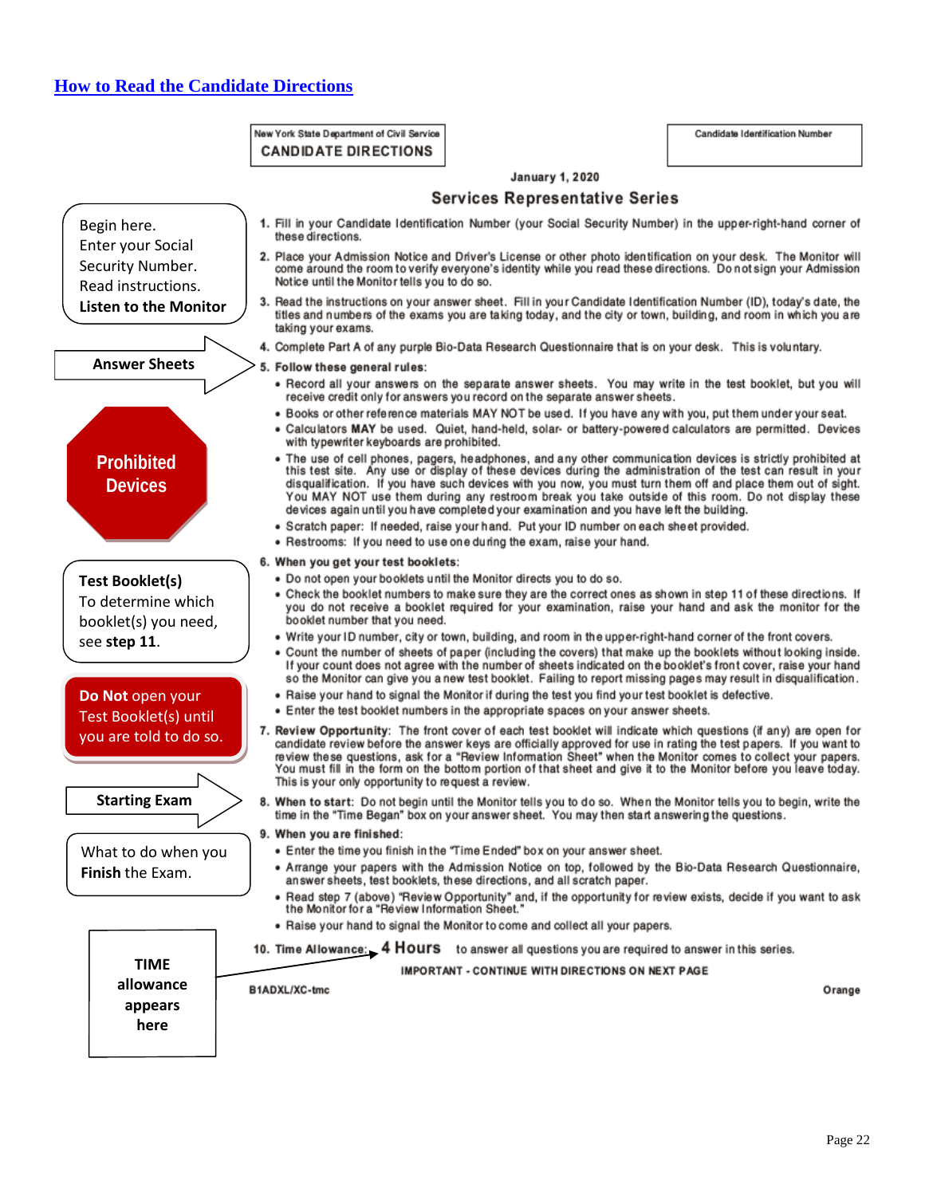## How to Read the Candidate Directions

> **Begin here.** Enter your Social Security Number. Read instructions. **Listen to the Monitor**

> **Answer Sheets**

> **Prohibited Devices**

> **Test Booklet(s)** To determine which booklet(s) you need, see **step 11**.

> **Do Not** open your Test Booklet(s) until you are told to do so.

> **Starting Exam**

> What to do when you **Finish** the Exam.

> **TIME allowance appears here**

New York State Department of Civil Service
**CANDIDATE DIRECTIONS**

Candidate Identification Number

**January 1, 2020**

### Services Representative Series

1. Fill in your Candidate Identification Number (your Social Security Number) in the upper-right-hand corner of these directions.
2. Place your Admission Notice and Driver's License or other photo identification on your desk. The Monitor will come around the room to verify everyone's identity while you read these directions. Do not sign your Admission Notice until the Monitor tells you to do so.
3. Read the instructions on your answer sheet. Fill in your Candidate Identification Number (ID), today's date, the titles and numbers of the exams you are taking today, and the city or town, building, and room in which you are taking your exams.
4. Complete Part A of any purple Bio-Data Research Questionnaire that is on your desk. This is voluntary.
5. **Follow these general rules:**
   - Record all your answers on the separate answer sheets. You may write in the test booklet, but you will receive credit only for answers you record on the separate answer sheets.
   - Books or other reference materials MAY NOT be used. If you have any with you, put them under your seat.
   - Calculators **MAY** be used. Quiet, hand-held, solar- or battery-powered calculators are permitted. Devices with typewriter keyboards are prohibited.
   - The use of cell phones, pagers, headphones, and any other communication devices is strictly prohibited at this test site. Any use or display of these devices during the administration of the test can result in your disqualification. If you have such devices with you now, you must turn them off and place them out of sight. You MAY NOT use them during any restroom break you take outside of this room. Do not display these devices again until you have completed your examination and you have left the building.
   - Scratch paper: If needed, raise your hand. Put your ID number on each sheet provided.
   - Restrooms: If you need to use one during the exam, raise your hand.
6. **When you get your test booklets:**
   - Do not open your booklets until the Monitor directs you to do so.
   - Check the booklet numbers to make sure they are the correct ones as shown in step 11 of these directions. If you do not receive a booklet required for your examination, raise your hand and ask the monitor for the booklet number that you need.
   - Write your ID number, city or town, building, and room in the upper-right-hand corner of the front covers.
   - Count the number of sheets of paper (including the covers) that make up the booklets without looking inside. If your count does not agree with the number of sheets indicated on the booklet's front cover, raise your hand so the Monitor can give you a new test booklet. Failing to report missing pages may result in disqualification.
   - Raise your hand to signal the Monitor if during the test you find your test booklet is defective.
   - Enter the test booklet numbers in the appropriate spaces on your answer sheets.
7. **Review Opportunity**: The front cover of each test booklet will indicate which questions (if any) are open for candidate review before the answer keys are officially approved for use in rating the test papers. If you want to review these questions, ask for a "Review Information Sheet" when the Monitor comes to collect your papers. You must fill in the form on the bottom portion of that sheet and give it to the Monitor before you leave today. This is your only opportunity to request a review.
8. **When to start**: Do not begin until the Monitor tells you to do so. When the Monitor tells you to begin, write the time in the "Time Began" box on your answer sheet. You may then start answering the questions.
9. **When you are finished**:
   - Enter the time you finish in the "Time Ended" box on your answer sheet.
   - Arrange your papers with the Admission Notice on top, followed by the Bio-Data Research Questionnaire, answer sheets, test booklets, these directions, and all scratch paper.
   - Read step 7 (above) "Review Opportunity" and, if the opportunity for review exists, decide if you want to ask the Monitor for a "Review Information Sheet."
   - Raise your hand to signal the Monitor to come and collect all your papers.
10. Time Allowance: **4 Hours** to answer all questions you are required to answer in this series.

**IMPORTANT - CONTINUE WITH DIRECTIONS ON NEXT PAGE**

B1ADXL/XC-tmc | Orange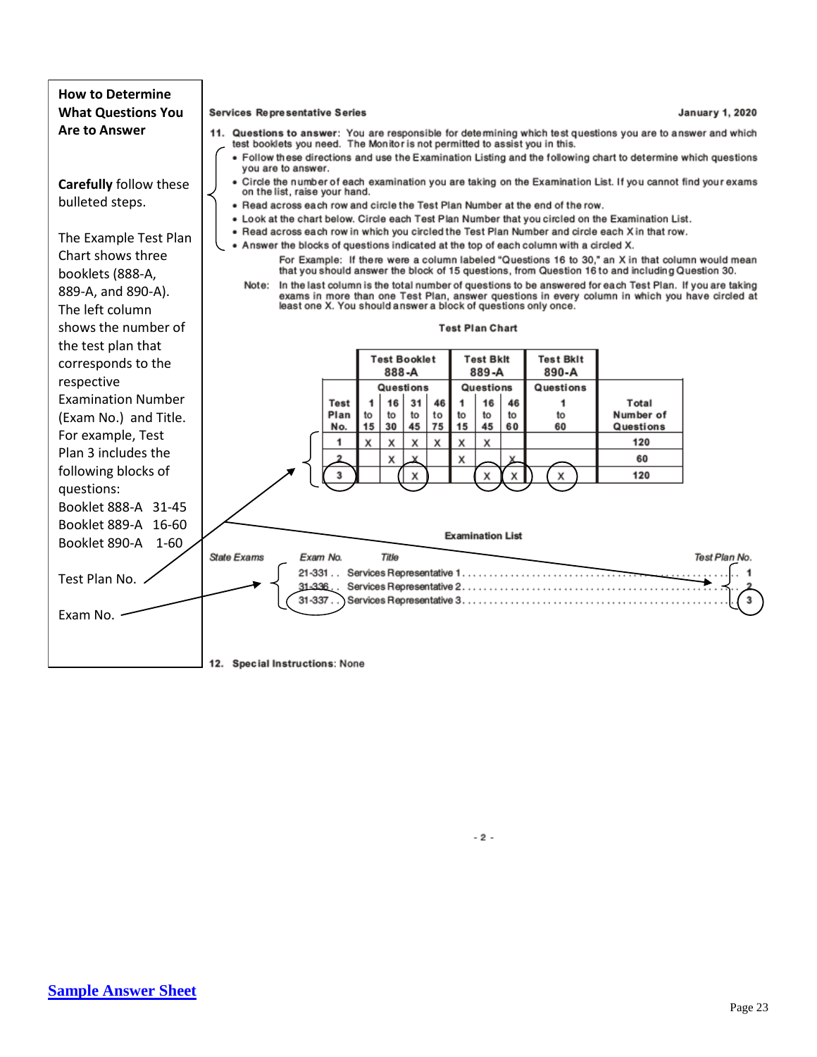## How to Determine What Questions You Are to Answer

**Carefully** follow these bulleted steps.

The Example Test Plan Chart shows three booklets (888-A, 889-A, and 890-A). The left column shows the number of the test plan that corresponds to the respective Examination Number (Exam No.) and Title. For example, Test Plan 3 includes the following blocks of questions:

Booklet 888-A 31-45
Booklet 889-A 16-60
Booklet 890-A 1-60

Test Plan No.

Exam No.

**Services Representative Series** **January 1, 2020**

**11. Questions to answer:** You are responsible for determining which test questions you are to answer and which test booklets you need. The Monitor is not permitted to assist you in this.

- Follow these directions and use the Examination Listing and the following chart to determine which questions you are to answer.
- Circle the number of each examination you are taking on the Examination List. If you cannot find your exams on the list, raise your hand.
- Read across each row and circle the Test Plan Number at the end of the row.
- Look at the chart below. Circle each Test Plan Number that you circled on the Examination List.
- Read across each row in which you circled the Test Plan Number and circle each X in that row.
- Answer the blocks of questions indicated at the top of each column with a circled X.

For Example: If there were a column labeled "Questions 16 to 30," an X in that column would mean that you should answer the block of 15 questions, from Question 16 to and including Question 30.

Note: In the last column is the total number of questions to be answered for each Test Plan. If you are taking exams in more than one Test Plan, answer questions in every column in which you have circled at least one X. You should answer a block of questions only once.

**Test Plan Chart**

| | Test Booklet 888-A | | | | Test Bklt 889-A | | | Test Bklt 890-A | |
|---|---|---|---|---|---|---|---|---|---|
| | Questions | | | | Questions | | | Questions | |
| Test Plan No. | 1 to 15 | 16 to 30 | 31 to 45 | 46 to 75 | 1 to 15 | 16 to 45 | 46 to 60 | 1 to 60 | Total Number of Questions |
| 1 | X | X | X | X | X | X | | | 120 |
| 2 | | X | X | | X | | X | | 60 |
| 3 | | | X | | | X | X | X | 120 |

**Examination List**

| State Exams | Exam No. | Title | Test Plan No. |
|---|---|---|---|
| | 21-331 | Services Representative 1 | 1 |
| | 31-336 | Services Representative 2 | 2 |
| | 31-337 | Services Representative 3 | 3 |

**12. Special Instructions:** None

- 2 -

[Sample Answer Sheet]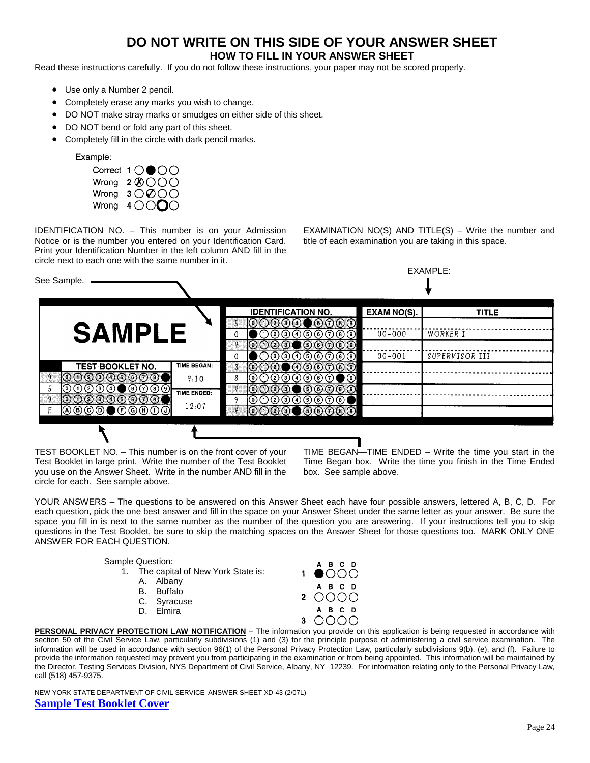# DO NOT WRITE ON THIS SIDE OF YOUR ANSWER SHEET

## HOW TO FILL IN YOUR ANSWER SHEET

Read these instructions carefully. If you do not follow these instructions, your paper may not be scored properly.

- Use only a Number 2 pencil.
- Completely erase any marks you wish to change.
- DO NOT make stray marks or smudges on either side of this sheet.
- DO NOT bend or fold any part of this sheet.
- Completely fill in the circle with dark pencil marks.

Example:

Correct 1
Wrong 2
Wrong 3
Wrong 4

IDENTIFICATION NO. – This number is on your Admission Notice or is the number you entered on your Identification Card. Print your Identification Number in the left column AND fill in the circle next to each one with the same number in it.

EXAMINATION NO(S) AND TITLE(S) – Write the number and title of each examination you are taking in this space.

See Sample.

EXAMPLE:

SAMPLE

| IDENTIFICATION NO. | EXAM NO(S). | TITLE |
|---|---|---|
| 5 | | |
| 0 | 00-000 | WORKER I |
| 4 | | |
| 0 | 00-001 | SUPERVISOR III |
| 3 | | |
| 8 | | |
| 4 | | |
| 9 | | |
| 4 | | |

| TEST BOOKLET NO. | TIME BEGAN: |
|---|---|
| 9 | 9:10 |
| 5 | |
| 9 | TIME ENDED: |
| E | 12:07 |

TEST BOOKLET NO. – This number is on the front cover of your Test Booklet in large print. Write the number of the Test Booklet you use on the Answer Sheet. Write in the number AND fill in the circle for each. See sample above.

TIME BEGAN—TIME ENDED – Write the time you start in the Time Began box. Write the time you finish in the Time Ended box. See sample above.

YOUR ANSWERS – The questions to be answered on this Answer Sheet each have four possible answers, lettered A, B, C, D. For each question, pick the one best answer and fill in the space on your Answer Sheet under the same letter as your answer. Be sure the space you fill in is next to the same number as the number of the question you are answering. If your instructions tell you to skip questions in the Test Booklet, be sure to skip the matching spaces on the Answer Sheet for those questions too. MARK ONLY ONE ANSWER FOR EACH QUESTION.

Sample Question:

1. The capital of New York State is:
   - A. Albany
   - B. Buffalo
   - C. Syracuse
   - D. Elmira

| | A | B | C | D |
|---|---|---|---|---|
| 1 | ● | ○ | ○ | ○ |
| 2 | ○ | ○ | ○ | ○ |
| 3 | ○ | ○ | ○ | ○ |

**PERSONAL PRIVACY PROTECTION LAW NOTIFICATION** – The information you provide on this application is being requested in accordance with section 50 of the Civil Service Law, particularly subdivisions (1) and (3) for the principle purpose of administering a civil service examination. The information will be used in accordance with section 96(1) of the Personal Privacy Protection Law, particularly subdivisions 9(b), (e), and (f). Failure to provide the information requested may prevent you from participating in the examination or from being appointed. This information will be maintained by the Director, Testing Services Division, NYS Department of Civil Service, Albany, NY 12239. For information relating only to the Personal Privacy Law, call (518) 457-9375.

NEW YORK STATE DEPARTMENT OF CIVIL SERVICE ANSWER SHEET XD-43 (2/07L)

Sample Test Booklet Cover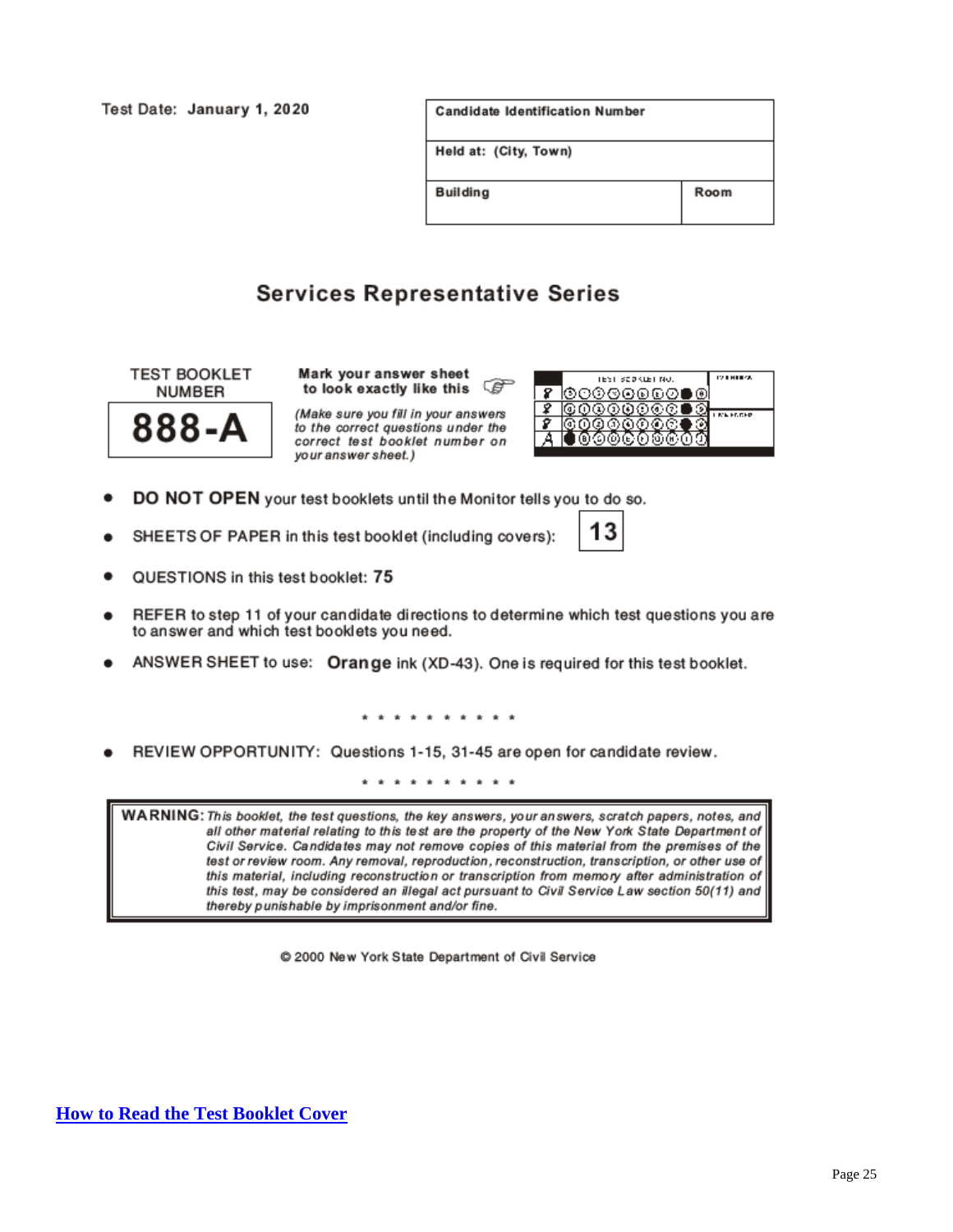Test Date: **January 1, 2020**

| Candidate Identification Number | |
|---|---|
| Held at: (City, Town) | |
| Building | Room |

## Services Representative Series

TEST BOOKLET NUMBER

**888-A**

**Mark your answer sheet to look exactly like this**

*(Make sure you fill in your answers to the correct questions under the correct test booklet number on your answer sheet.)*

- **DO NOT OPEN** your test booklets until the Monitor tells you to do so.
- SHEETS OF PAPER in this test booklet (including covers): **13**
- QUESTIONS in this test booklet: **75**
- REFER to step 11 of your candidate directions to determine which test questions you are to answer and which test booklets you need.
- ANSWER SHEET to use: **Orange** ink (XD-43). One is required for this test booklet.

\* \* \* \* \* \* \* \* \* \* \*

- REVIEW OPPORTUNITY: Questions 1-15, 31-45 are open for candidate review.

\* \* \* \* \* \* \* \* \* \* \*

**WARNING:** *This booklet, the test questions, the key answers, your answers, scratch papers, notes, and all other material relating to this test are the property of the New York State Department of Civil Service. Candidates may not remove copies of this material from the premises of the test or review room. Any removal, reproduction, reconstruction, transcription, or other use of this material, including reconstruction or transcription from memory after administration of this test, may be considered an illegal act pursuant to Civil Service Law section 50(11) and thereby punishable by imprisonment and/or fine.*

© 2000 New York State Department of Civil Service

**How to Read the Test Booklet Cover**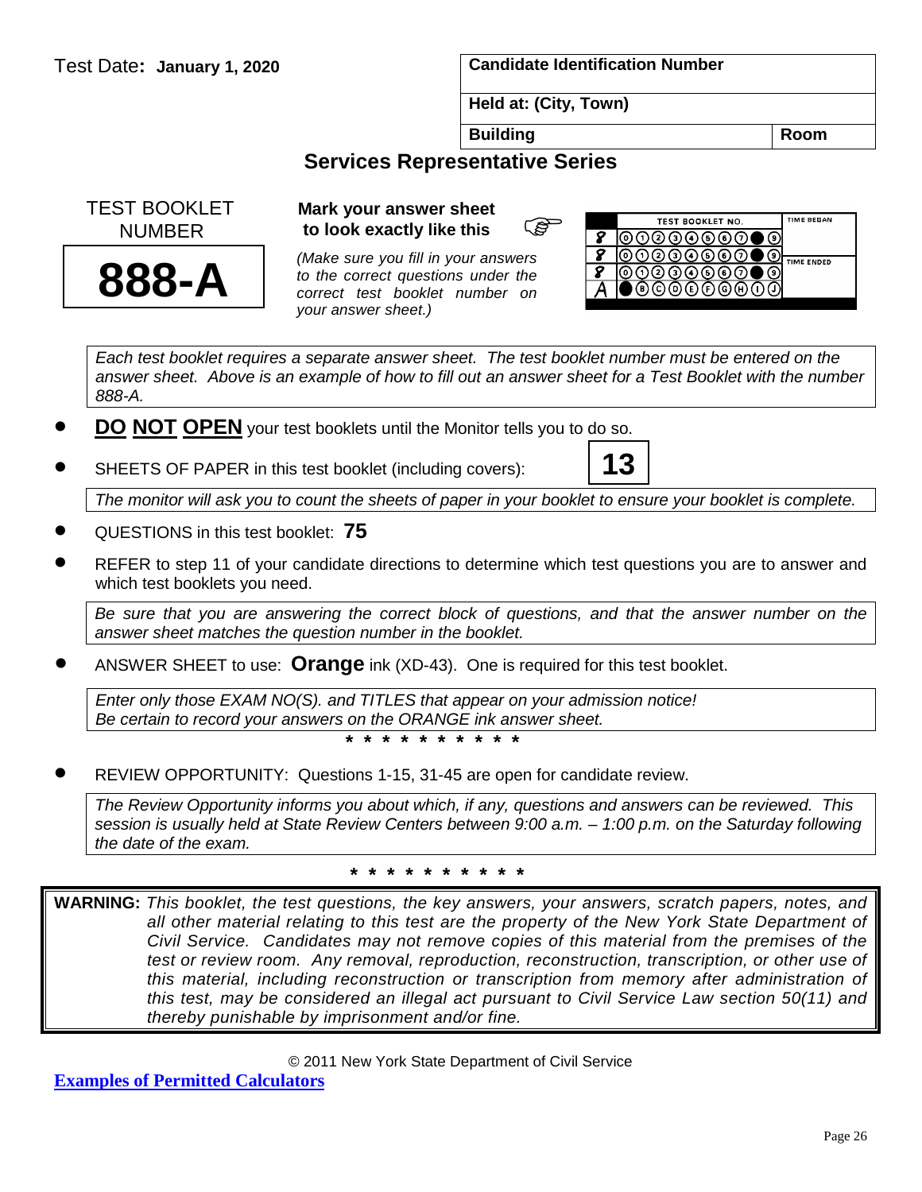Test Date: **January 1, 2020**

| **Candidate Identification Number** | |
|---|---|
| **Held at: (City, Town)** | |
| **Building** | **Room** |

## Services Representative Series

TEST BOOKLET NUMBER

# 888-A

**Mark your answer sheet to look exactly like this** ☞

*(Make sure you fill in your answers to the correct questions under the correct test booklet number on your answer sheet.)*

| | TEST BOOKLET NO. | TIME BEGAN |
|---|---|---|
| 8 | ⓪①②③④⑤⑥⑦●⑨ | |
| 8 | ⓪①②③④⑤⑥⑦●⑨ | TIME ENDED |
| 8 | ⓪①②③④⑤⑥⑦●⑨ | |
| A | ●ⒷⒸⒹⒺⒻⒼⒽⒾⒿ | |

*Each test booklet requires a separate answer sheet. The test booklet number must be entered on the answer sheet. Above is an example of how to fill out an answer sheet for a Test Booklet with the number 888-A.*

- **DO NOT OPEN** your test booklets until the Monitor tells you to do so.
- SHEETS OF PAPER in this test booklet (including covers): **13**

  *The monitor will ask you to count the sheets of paper in your booklet to ensure your booklet is complete.*

- QUESTIONS in this test booklet: **75**
- REFER to step 11 of your candidate directions to determine which test questions you are to answer and which test booklets you need.

  *Be sure that you are answering the correct block of questions, and that the answer number on the answer sheet matches the question number in the booklet.*

- ANSWER SHEET to use: **Orange** ink (XD-43). One is required for this test booklet.

  *Enter only those EXAM NO(S). and TITLES that appear on your admission notice!*
  *Be certain to record your answers on the ORANGE ink answer sheet.*

\* \* \* \* \* \* \* \* \* \*

- REVIEW OPPORTUNITY: Questions 1-15, 31-45 are open for candidate review.

  *The Review Opportunity informs you about which, if any, questions and answers can be reviewed. This session is usually held at State Review Centers between 9:00 a.m. – 1:00 p.m. on the Saturday following the date of the exam.*

\* \* \* \* \* \* \* \* \* \*

**WARNING:** *This booklet, the test questions, the key answers, your answers, scratch papers, notes, and all other material relating to this test are the property of the New York State Department of Civil Service. Candidates may not remove copies of this material from the premises of the test or review room. Any removal, reproduction, reconstruction, transcription, or other use of this material, including reconstruction or transcription from memory after administration of this test, may be considered an illegal act pursuant to Civil Service Law section 50(11) and thereby punishable by imprisonment and/or fine.*

© 2011 New York State Department of Civil Service

**Examples of Permitted Calculators**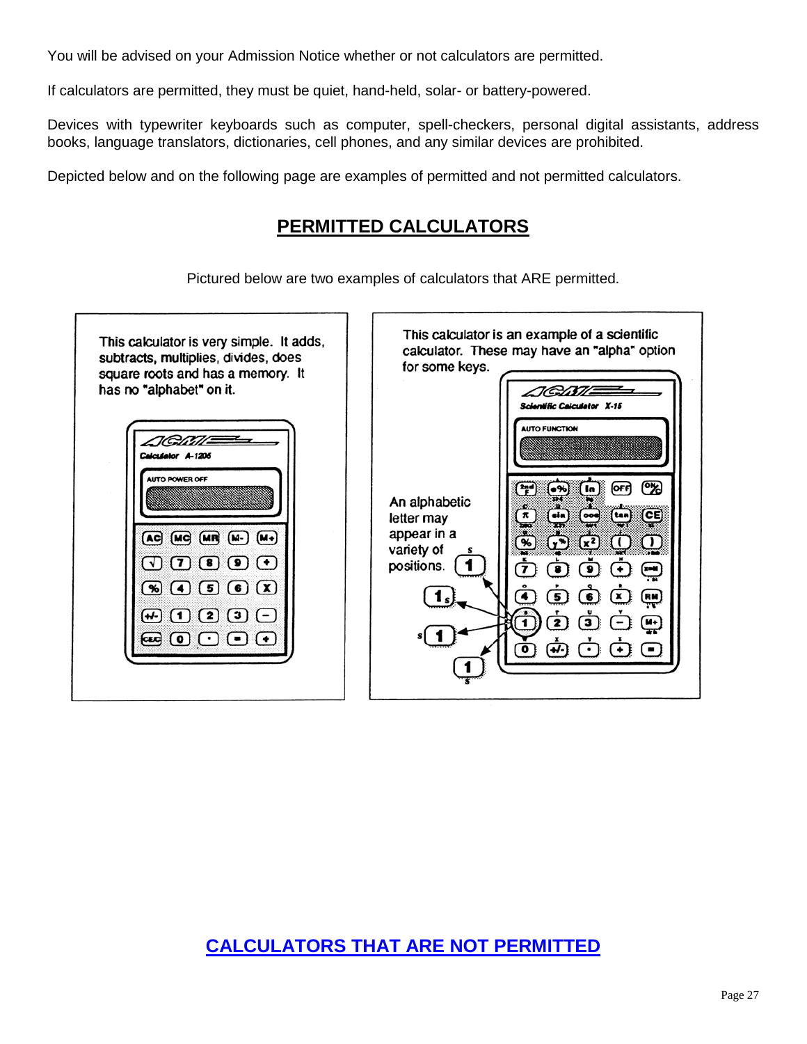You will be advised on your Admission Notice whether or not calculators are permitted.

If calculators are permitted, they must be quiet, hand-held, solar- or battery-powered.

Devices with typewriter keyboards such as computer, spell-checkers, personal digital assistants, address books, language translators, dictionaries, cell phones, and any similar devices are prohibited.

Depicted below and on the following page are examples of permitted and not permitted calculators.

## PERMITTED CALCULATORS

Pictured below are two examples of calculators that ARE permitted.

This calculator is very simple. It adds, subtracts, multiplies, divides, does square roots and has a memory. It has no "alphabet" on it.

This calculator is an example of a scientific calculator. These may have an "alpha" option for some keys.

An alphabetic letter may appear in a variety of positions.

## CALCULATORS THAT ARE NOT PERMITTED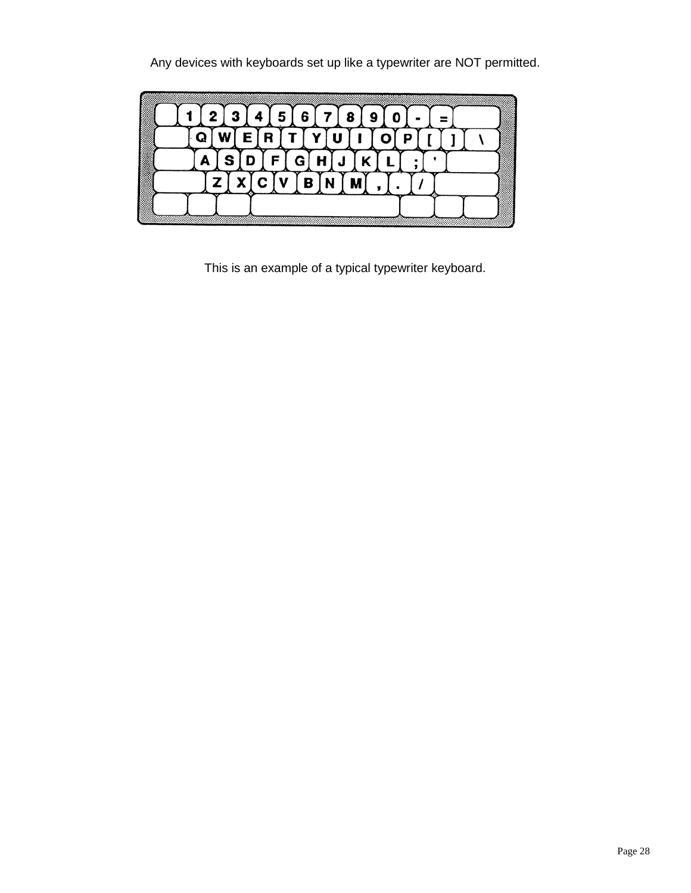Any devices with keyboards set up like a typewriter are NOT permitted.

This is an example of a typical typewriter keyboard.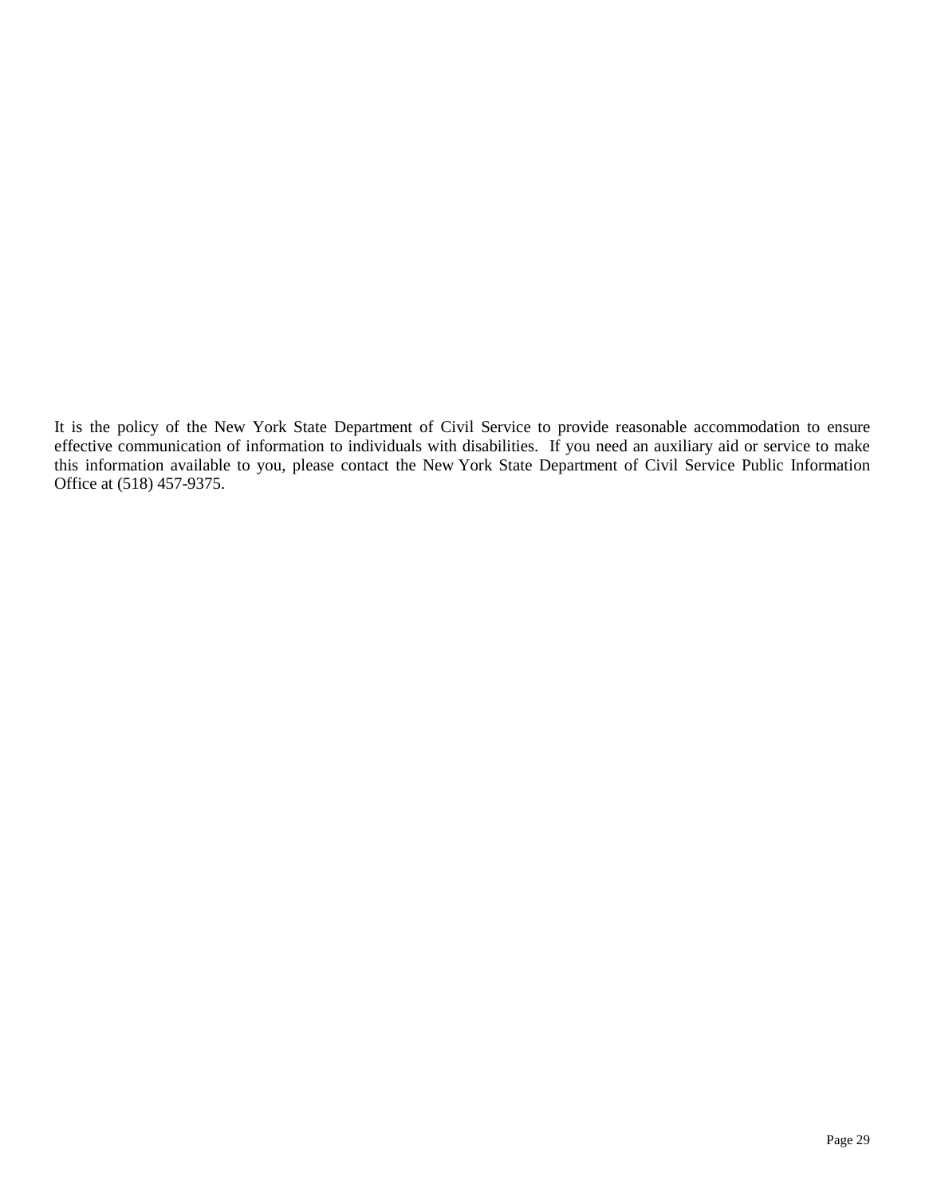It is the policy of the New York State Department of Civil Service to provide reasonable accommodation to ensure effective communication of information to individuals with disabilities. If you need an auxiliary aid or service to make this information available to you, please contact the New York State Department of Civil Service Public Information Office at (518) 457-9375.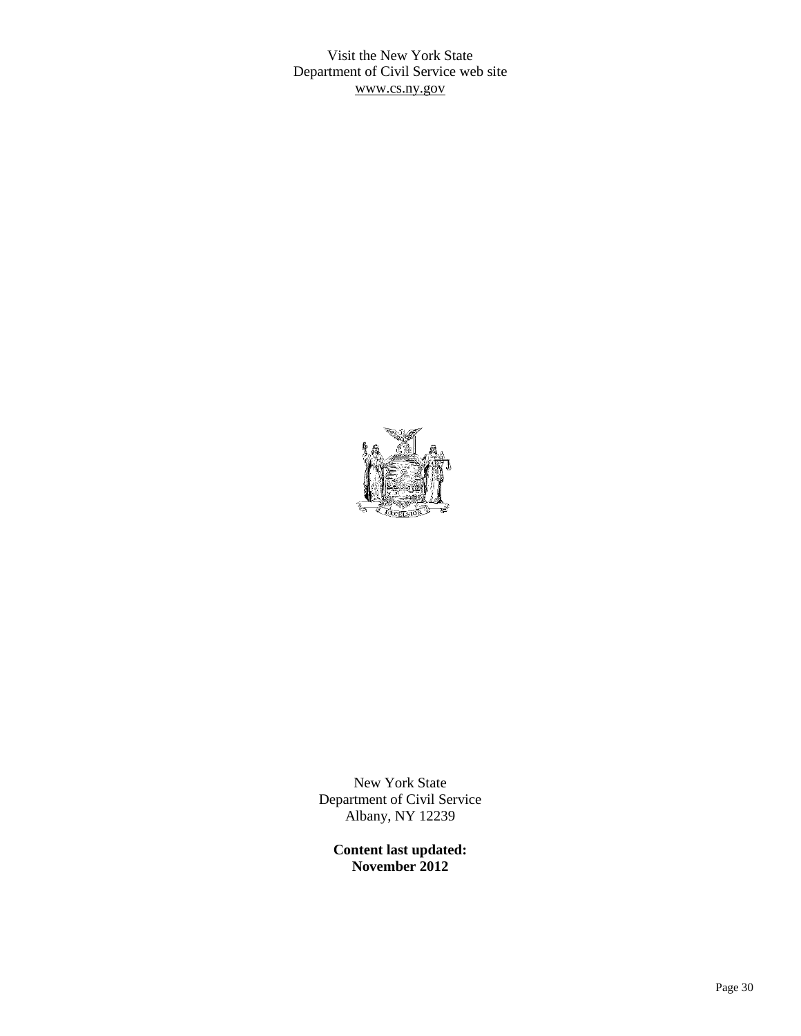Visit the New York State
Department of Civil Service web site
www.cs.ny.gov

New York State
Department of Civil Service
Albany, NY 12239

**Content last updated:**
**November 2012**